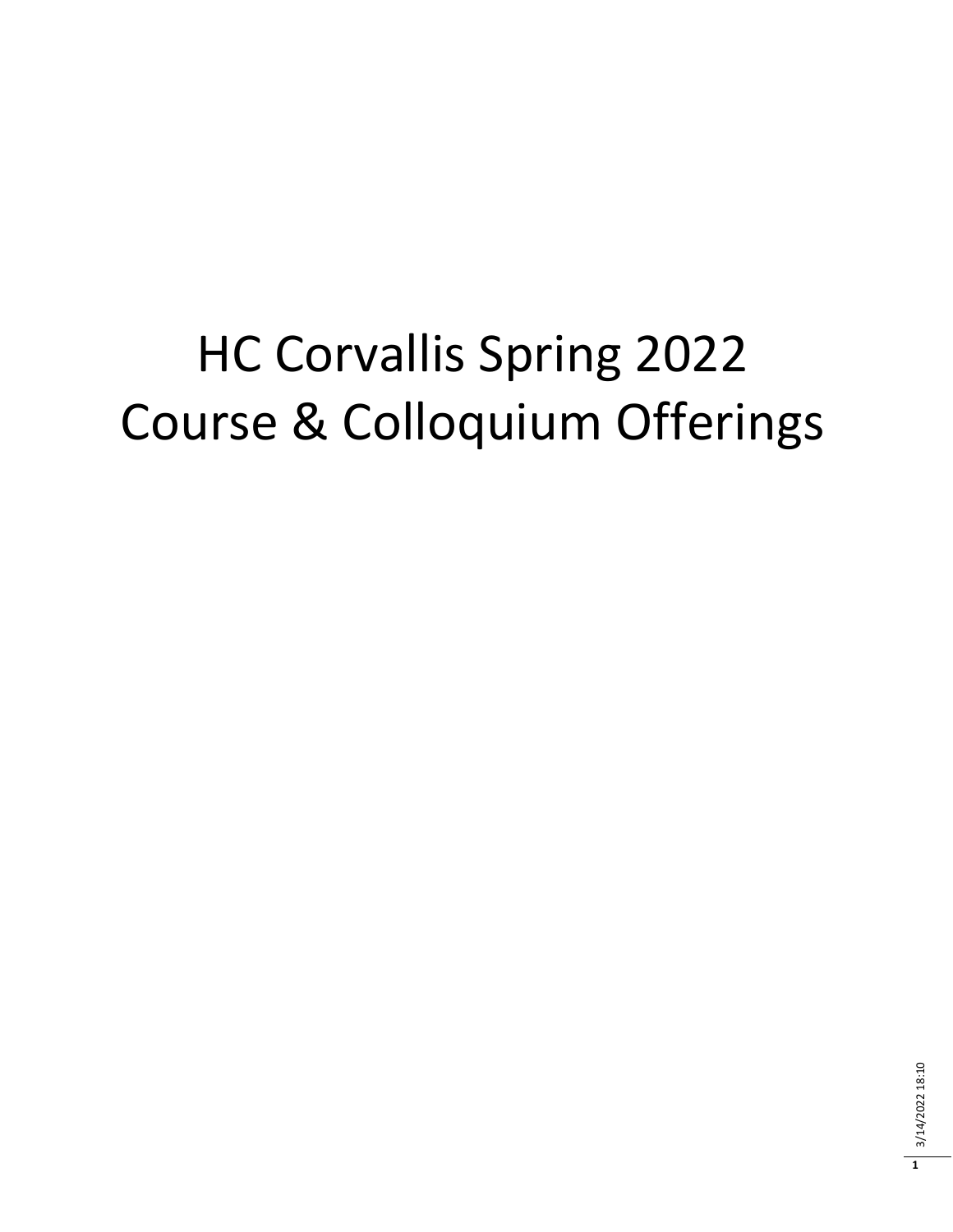# HC Corvallis Spring 2022 Course & Colloquium Offerings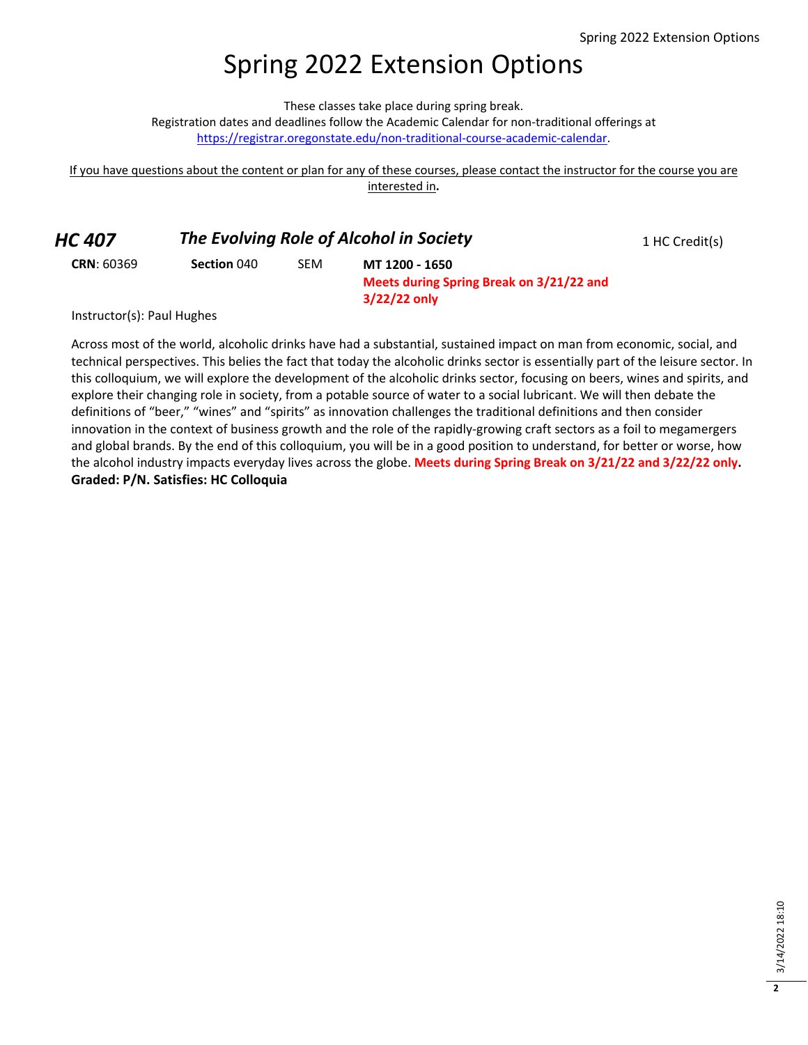# Spring 2022 Extension Options

These classes take place during spring break.
Registration dates and deadlines follow the Academic Calendar for non-traditional offerings at https://registrar.oregonstate.edu/non-traditional-course-academic-calendar.

If you have questions about the content or plan for any of these courses, please contact the instructor for the course you are interested in**.**

## *HC 407* *The Evolving Role of Alcohol in Society* 1 HC Credit(s)

**CRN**: 60369 **Section** 040 SEM **MT 1200 - 1650**
**Meets during Spring Break on 3/21/22 and 3/22/22 only**

Instructor(s): Paul Hughes

Across most of the world, alcoholic drinks have had a substantial, sustained impact on man from economic, social, and technical perspectives. This belies the fact that today the alcoholic drinks sector is essentially part of the leisure sector. In this colloquium, we will explore the development of the alcoholic drinks sector, focusing on beers, wines and spirits, and explore their changing role in society, from a potable source of water to a social lubricant. We will then debate the definitions of "beer," "wines" and "spirits" as innovation challenges the traditional definitions and then consider innovation in the context of business growth and the role of the rapidly-growing craft sectors as a foil to megamergers and global brands. By the end of this colloquium, you will be in a good position to understand, for better or worse, how the alcohol industry impacts everyday lives across the globe. **Meets during Spring Break on 3/21/22 and 3/22/22 only. Graded: P/N. Satisfies: HC Colloquia**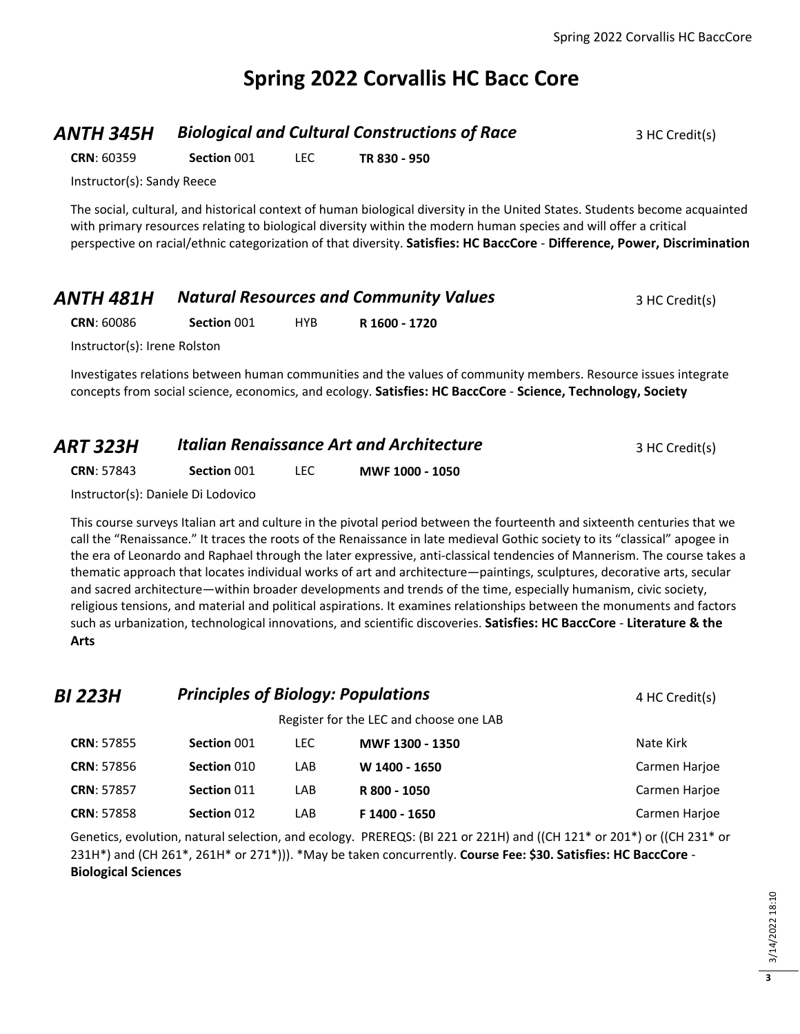# Spring 2022 Corvallis HC Bacc Core

## *ANTH 345H* *Biological and Cultural Constructions of Race*

3 HC Credit(s)

**CRN**: 60359 **Section** 001 LEC **TR 830 - 950**

Instructor(s): Sandy Reece

The social, cultural, and historical context of human biological diversity in the United States. Students become acquainted with primary resources relating to biological diversity within the modern human species and will offer a critical perspective on racial/ethnic categorization of that diversity. **Satisfies: HC BaccCore** - **Difference, Power, Discrimination**

## *ANTH 481H* *Natural Resources and Community Values*

3 HC Credit(s)

**CRN**: 60086 **Section** 001 HYB **R 1600 - 1720**

Instructor(s): Irene Rolston

Investigates relations between human communities and the values of community members. Resource issues integrate concepts from social science, economics, and ecology. **Satisfies: HC BaccCore** - **Science, Technology, Society**

## *ART 323H* *Italian Renaissance Art and Architecture*

3 HC Credit(s)

**CRN**: 57843 **Section** 001 LEC **MWF 1000 - 1050**

Instructor(s): Daniele Di Lodovico

This course surveys Italian art and culture in the pivotal period between the fourteenth and sixteenth centuries that we call the "Renaissance." It traces the roots of the Renaissance in late medieval Gothic society to its "classical" apogee in the era of Leonardo and Raphael through the later expressive, anti-classical tendencies of Mannerism. The course takes a thematic approach that locates individual works of art and architecture—paintings, sculptures, decorative arts, secular and sacred architecture—within broader developments and trends of the time, especially humanism, civic society, religious tensions, and material and political aspirations. It examines relationships between the monuments and factors such as urbanization, technological innovations, and scientific discoveries. **Satisfies: HC BaccCore** - **Literature & the Arts**

## *BI 223H* *Principles of Biology: Populations*

4 HC Credit(s)

Register for the LEC and choose one LAB

| | | | | |
|---|---|---|---|---|
| **CRN**: 57855 | **Section** 001 | LEC | **MWF 1300 - 1350** | Nate Kirk |
| **CRN**: 57856 | **Section** 010 | LAB | **W 1400 - 1650** | Carmen Harjoe |
| **CRN**: 57857 | **Section** 011 | LAB | **R 800 - 1050** | Carmen Harjoe |
| **CRN**: 57858 | **Section** 012 | LAB | **F 1400 - 1650** | Carmen Harjoe |

Genetics, evolution, natural selection, and ecology. PREREQS: (BI 221 or 221H) and ((CH 121* or 201*) or ((CH 231* or 231H*) and (CH 261*, 261H* or 271*))). *May be taken concurrently. **Course Fee: $30. Satisfies: HC BaccCore** - **Biological Sciences**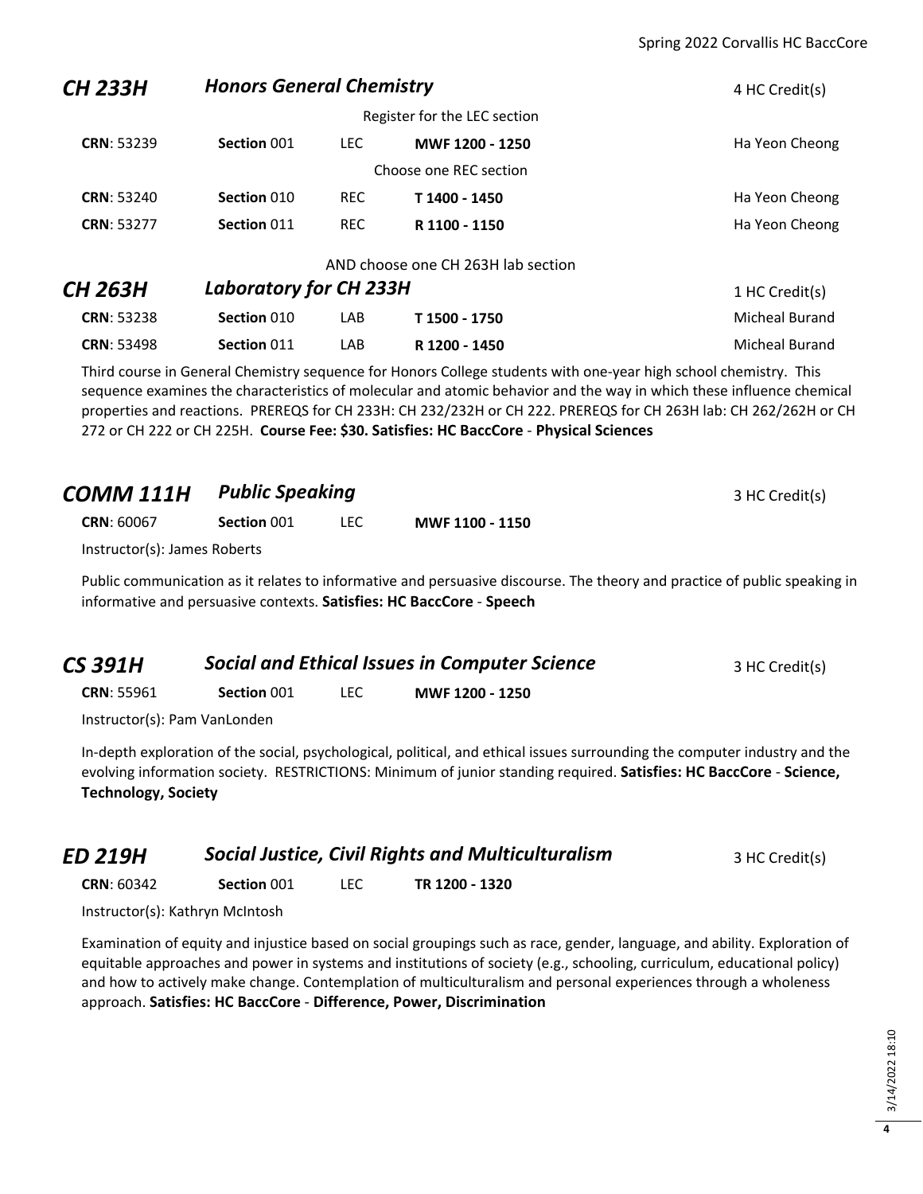## CH 233H — *Honors General Chemistry* — 4 HC Credit(s)

Register for the LEC section

| | | | | |
|---|---|---|---|---|
| **CRN**: 53239 | **Section** 001 | LEC | **MWF 1200 - 1250** | Ha Yeon Cheong |

Choose one REC section

| | | | | |
|---|---|---|---|---|
| **CRN**: 53240 | **Section** 010 | REC | **T 1400 - 1450** | Ha Yeon Cheong |
| **CRN**: 53277 | **Section** 011 | REC | **R 1100 - 1150** | Ha Yeon Cheong |

AND choose one CH 263H lab section

## CH 263H — *Laboratory for CH 233H* — 1 HC Credit(s)

| | | | | |
|---|---|---|---|---|
| **CRN**: 53238 | **Section** 010 | LAB | **T 1500 - 1750** | Micheal Burand |
| **CRN**: 53498 | **Section** 011 | LAB | **R 1200 - 1450** | Micheal Burand |

Third course in General Chemistry sequence for Honors College students with one-year high school chemistry. This sequence examines the characteristics of molecular and atomic behavior and the way in which these influence chemical properties and reactions. PREREQS for CH 233H: CH 232/232H or CH 222. PREREQS for CH 263H lab: CH 262/262H or CH 272 or CH 222 or CH 225H. **Course Fee: $30. Satisfies: HC BaccCore** - **Physical Sciences**

## COMM 111H — *Public Speaking* — 3 HC Credit(s)

| | | | |
|---|---|---|---|
| **CRN**: 60067 | **Section** 001 | LEC | **MWF 1100 - 1150** |

Instructor(s): James Roberts

Public communication as it relates to informative and persuasive discourse. The theory and practice of public speaking in informative and persuasive contexts. **Satisfies: HC BaccCore** - **Speech**

## CS 391H — *Social and Ethical Issues in Computer Science* — 3 HC Credit(s)

| | | | |
|---|---|---|---|
| **CRN**: 55961 | **Section** 001 | LEC | **MWF 1200 - 1250** |

Instructor(s): Pam VanLonden

In-depth exploration of the social, psychological, political, and ethical issues surrounding the computer industry and the evolving information society. RESTRICTIONS: Minimum of junior standing required. **Satisfies: HC BaccCore** - **Science, Technology, Society**

## ED 219H — *Social Justice, Civil Rights and Multiculturalism* — 3 HC Credit(s)

| | | | |
|---|---|---|---|
| **CRN**: 60342 | **Section** 001 | LEC | **TR 1200 - 1320** |

Instructor(s): Kathryn McIntosh

Examination of equity and injustice based on social groupings such as race, gender, language, and ability. Exploration of equitable approaches and power in systems and institutions of society (e.g., schooling, curriculum, educational policy) and how to actively make change. Contemplation of multiculturalism and personal experiences through a wholeness approach. **Satisfies: HC BaccCore** - **Difference, Power, Discrimination**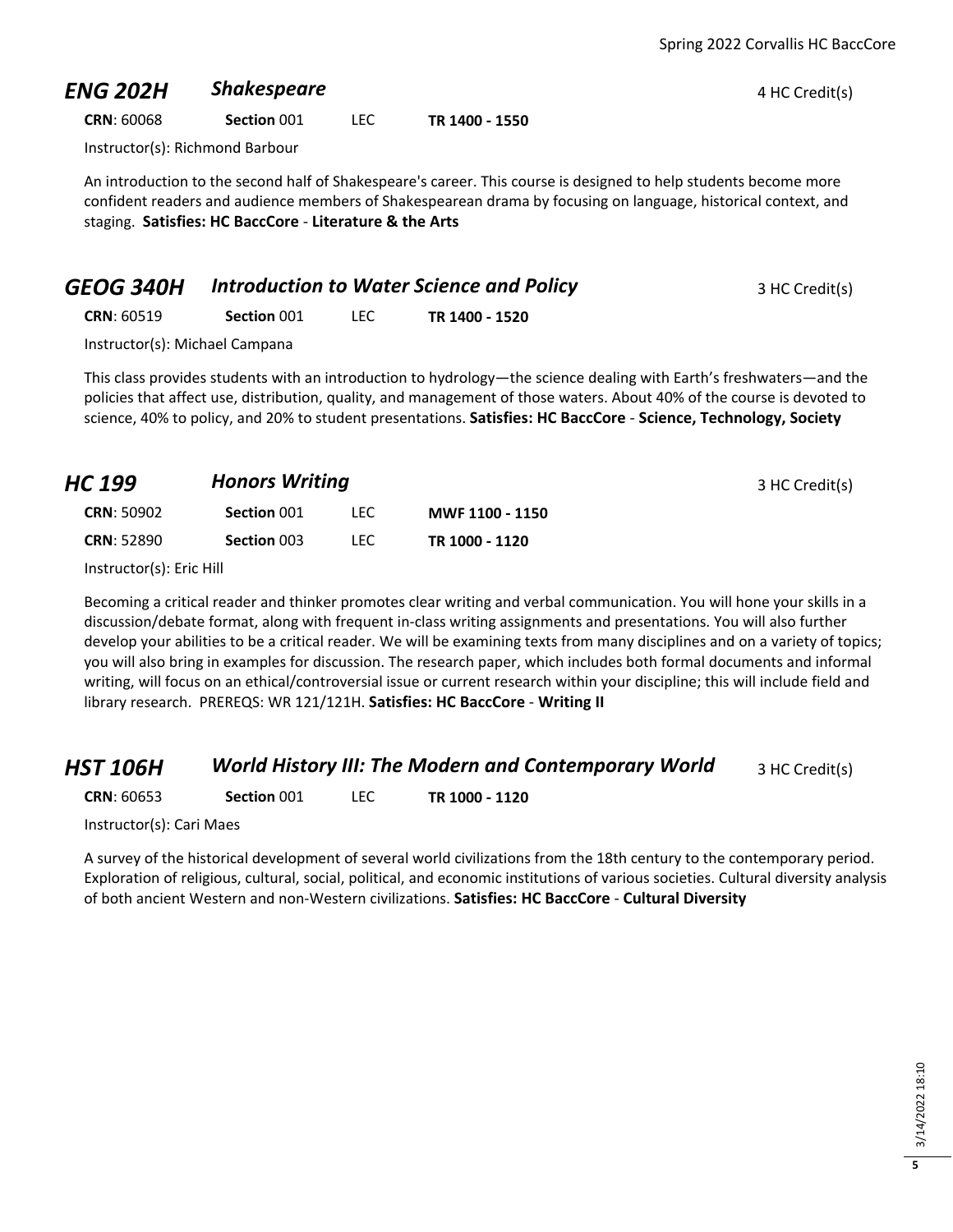## ENG 202H Shakespeare

4 HC Credit(s)

**CRN**: 60068 **Section** 001 LEC **TR 1400 - 1550**

Instructor(s): Richmond Barbour

An introduction to the second half of Shakespeare's career. This course is designed to help students become more confident readers and audience members of Shakespearean drama by focusing on language, historical context, and staging. **Satisfies: HC BaccCore** - **Literature & the Arts**

## GEOG 340H Introduction to Water Science and Policy

3 HC Credit(s)

**CRN**: 60519 **Section** 001 LEC **TR 1400 - 1520**

Instructor(s): Michael Campana

This class provides students with an introduction to hydrology—the science dealing with Earth's freshwaters—and the policies that affect use, distribution, quality, and management of those waters. About 40% of the course is devoted to science, 40% to policy, and 20% to student presentations. **Satisfies: HC BaccCore** - **Science, Technology, Society**

## HC 199 Honors Writing

3 HC Credit(s)

**CRN**: 50902 **Section** 001 LEC **MWF 1100 - 1150**

**CRN**: 52890 **Section** 003 LEC **TR 1000 - 1120**

Instructor(s): Eric Hill

Becoming a critical reader and thinker promotes clear writing and verbal communication. You will hone your skills in a discussion/debate format, along with frequent in-class writing assignments and presentations. You will also further develop your abilities to be a critical reader. We will be examining texts from many disciplines and on a variety of topics; you will also bring in examples for discussion. The research paper, which includes both formal documents and informal writing, will focus on an ethical/controversial issue or current research within your discipline; this will include field and library research. PREREQS: WR 121/121H. **Satisfies: HC BaccCore** - **Writing II**

## HST 106H World History III: The Modern and Contemporary World

3 HC Credit(s)

**CRN**: 60653 **Section** 001 LEC **TR 1000 - 1120**

Instructor(s): Cari Maes

A survey of the historical development of several world civilizations from the 18th century to the contemporary period. Exploration of religious, cultural, social, political, and economic institutions of various societies. Cultural diversity analysis of both ancient Western and non-Western civilizations. **Satisfies: HC BaccCore** - **Cultural Diversity**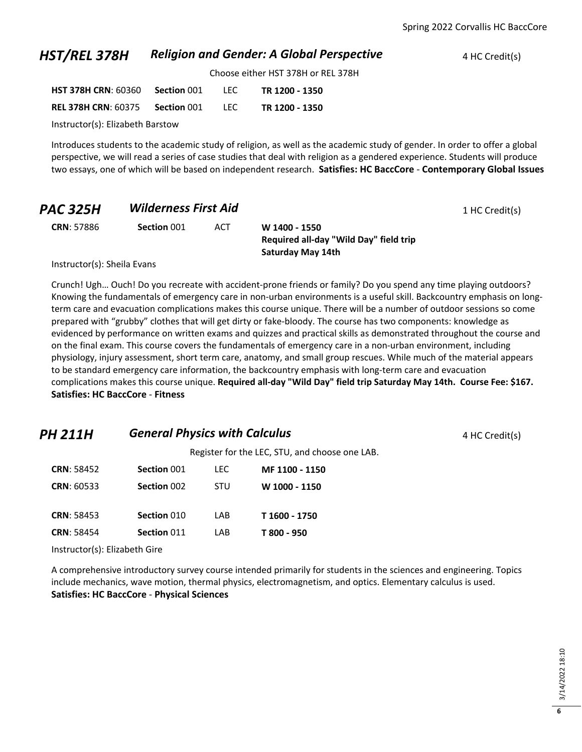## HST/REL 378H — *Religion and Gender: A Global Perspective* — 4 HC Credit(s)

Choose either HST 378H or REL 378H

| | | | |
|---|---|---|---|
| **HST 378H CRN**: 60360 | **Section** 001 | LEC | **TR 1200 - 1350** |
| **REL 378H CRN**: 60375 | **Section** 001 | LEC | **TR 1200 - 1350** |

Instructor(s): Elizabeth Barstow

Introduces students to the academic study of religion, as well as the academic study of gender. In order to offer a global perspective, we will read a series of case studies that deal with religion as a gendered experience. Students will produce two essays, one of which will be based on independent research. **Satisfies: HC BaccCore** - **Contemporary Global Issues**

## PAC 325H — *Wilderness First Aid* — 1 HC Credit(s)

| | | | |
|---|---|---|---|
| **CRN**: 57886 | **Section** 001 | ACT | **W 1400 - 1550 Required all-day "Wild Day" field trip Saturday May 14th** |

Instructor(s): Sheila Evans

Crunch! Ugh… Ouch! Do you recreate with accident-prone friends or family? Do you spend any time playing outdoors? Knowing the fundamentals of emergency care in non-urban environments is a useful skill. Backcountry emphasis on long-term care and evacuation complications makes this course unique. There will be a number of outdoor sessions so come prepared with "grubby" clothes that will get dirty or fake-bloody. The course has two components: knowledge as evidenced by performance on written exams and quizzes and practical skills as demonstrated throughout the course and on the final exam. This course covers the fundamentals of emergency care in a non-urban environment, including physiology, injury assessment, short term care, anatomy, and small group rescues. While much of the material appears to be standard emergency care information, the backcountry emphasis with long-term care and evacuation complications makes this course unique. **Required all-day "Wild Day" field trip Saturday May 14th. Course Fee: $167. Satisfies: HC BaccCore** - **Fitness**

## PH 211H — *General Physics with Calculus* — 4 HC Credit(s)

Register for the LEC, STU, and choose one LAB.

| | | | |
|---|---|---|---|
| **CRN**: 58452 | **Section** 001 | LEC | **MF 1100 - 1150** |
| **CRN**: 60533 | **Section** 002 | STU | **W 1000 - 1150** |
| **CRN**: 58453 | **Section** 010 | LAB | **T 1600 - 1750** |
| **CRN**: 58454 | **Section** 011 | LAB | **T 800 - 950** |

Instructor(s): Elizabeth Gire

A comprehensive introductory survey course intended primarily for students in the sciences and engineering. Topics include mechanics, wave motion, thermal physics, electromagnetism, and optics. Elementary calculus is used. **Satisfies: HC BaccCore** - **Physical Sciences**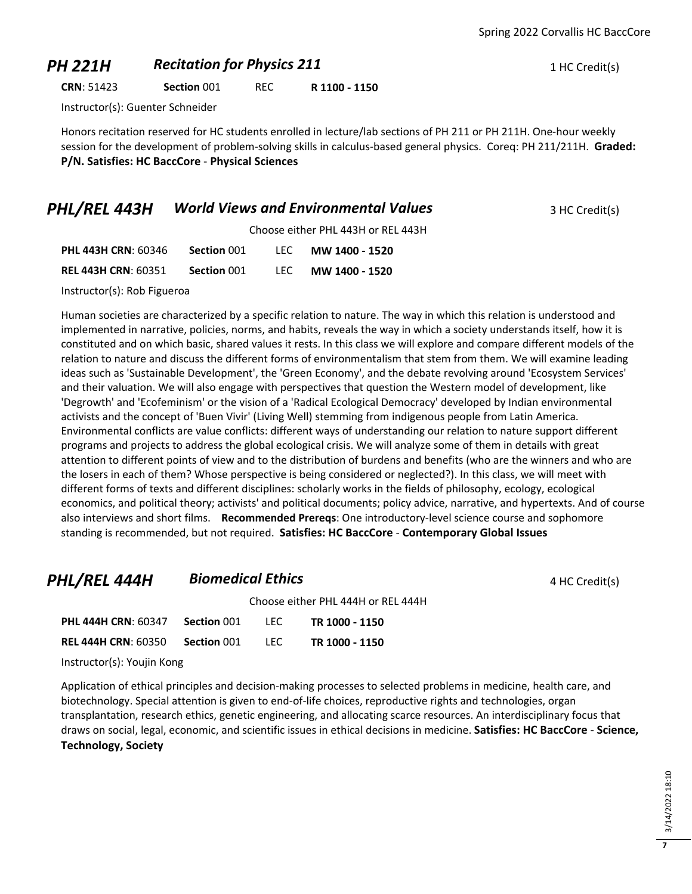## PH 221H — *Recitation for Physics 211* — 1 HC Credit(s)

**CRN**: 51423 **Section** 001 REC **R 1100 - 1150**

Instructor(s): Guenter Schneider

Honors recitation reserved for HC students enrolled in lecture/lab sections of PH 211 or PH 211H. One-hour weekly session for the development of problem-solving skills in calculus-based general physics. Coreq: PH 211/211H. **Graded: P/N. Satisfies: HC BaccCore** - **Physical Sciences**

## PHL/REL 443H — *World Views and Environmental Values* — 3 HC Credit(s)

Choose either PHL 443H or REL 443H

| | | | |
|---|---|---|---|
| **PHL 443H CRN**: 60346 | **Section** 001 | LEC | **MW 1400 - 1520** |
| **REL 443H CRN**: 60351 | **Section** 001 | LEC | **MW 1400 - 1520** |

Instructor(s): Rob Figueroa

Human societies are characterized by a specific relation to nature. The way in which this relation is understood and implemented in narrative, policies, norms, and habits, reveals the way in which a society understands itself, how it is constituted and on which basic, shared values it rests. In this class we will explore and compare different models of the relation to nature and discuss the different forms of environmentalism that stem from them. We will examine leading ideas such as 'Sustainable Development', the 'Green Economy', and the debate revolving around 'Ecosystem Services' and their valuation. We will also engage with perspectives that question the Western model of development, like 'Degrowth' and 'Ecofeminism' or the vision of a 'Radical Ecological Democracy' developed by Indian environmental activists and the concept of 'Buen Vivir' (Living Well) stemming from indigenous people from Latin America. Environmental conflicts are value conflicts: different ways of understanding our relation to nature support different programs and projects to address the global ecological crisis. We will analyze some of them in details with great attention to different points of view and to the distribution of burdens and benefits (who are the winners and who are the losers in each of them? Whose perspective is being considered or neglected?). In this class, we will meet with different forms of texts and different disciplines: scholarly works in the fields of philosophy, ecology, ecological economics, and political theory; activists' and political documents; policy advice, narrative, and hypertexts. And of course also interviews and short films. **Recommended Prereqs**: One introductory-level science course and sophomore standing is recommended, but not required. **Satisfies: HC BaccCore** - **Contemporary Global Issues**

## PHL/REL 444H — *Biomedical Ethics* — 4 HC Credit(s)

Choose either PHL 444H or REL 444H

| | | | |
|---|---|---|---|
| **PHL 444H CRN**: 60347 | **Section** 001 | LEC | **TR 1000 - 1150** |
| **REL 444H CRN**: 60350 | **Section** 001 | LEC | **TR 1000 - 1150** |

Instructor(s): Youjin Kong

Application of ethical principles and decision-making processes to selected problems in medicine, health care, and biotechnology. Special attention is given to end-of-life choices, reproductive rights and technologies, organ transplantation, research ethics, genetic engineering, and allocating scarce resources. An interdisciplinary focus that draws on social, legal, economic, and scientific issues in ethical decisions in medicine. **Satisfies: HC BaccCore** - **Science, Technology, Society**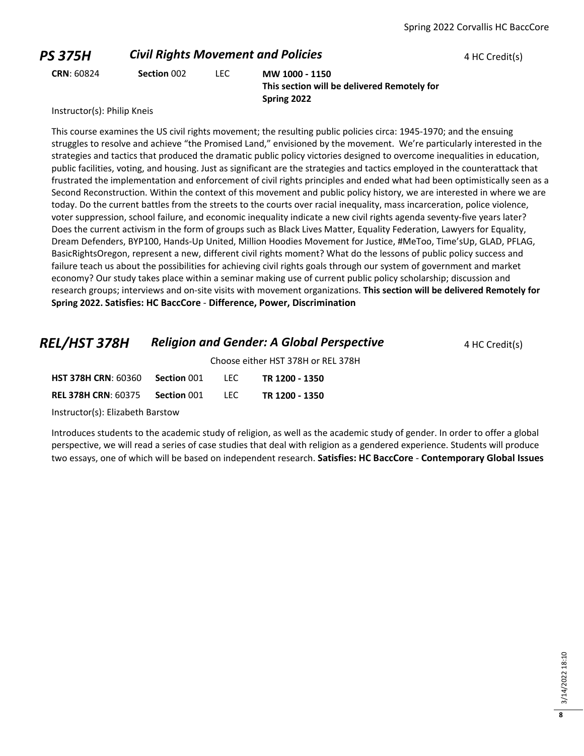## *PS 375H* *Civil Rights Movement and Policies*

4 HC Credit(s)

**CRN**: 60824 **Section** 002 LEC **MW 1000 - 1150**
**This section will be delivered Remotely for Spring 2022**

Instructor(s): Philip Kneis

This course examines the US civil rights movement; the resulting public policies circa: 1945-1970; and the ensuing struggles to resolve and achieve "the Promised Land," envisioned by the movement. We're particularly interested in the strategies and tactics that produced the dramatic public policy victories designed to overcome inequalities in education, public facilities, voting, and housing. Just as significant are the strategies and tactics employed in the counterattack that frustrated the implementation and enforcement of civil rights principles and ended what had been optimistically seen as a Second Reconstruction. Within the context of this movement and public policy history, we are interested in where we are today. Do the current battles from the streets to the courts over racial inequality, mass incarceration, police violence, voter suppression, school failure, and economic inequality indicate a new civil rights agenda seventy-five years later? Does the current activism in the form of groups such as Black Lives Matter, Equality Federation, Lawyers for Equality, Dream Defenders, BYP100, Hands-Up United, Million Hoodies Movement for Justice, #MeToo, Time'sUp, GLAD, PFLAG, BasicRightsOregon, represent a new, different civil rights moment? What do the lessons of public policy success and failure teach us about the possibilities for achieving civil rights goals through our system of government and market economy? Our study takes place within a seminar making use of current public policy scholarship; discussion and research groups; interviews and on-site visits with movement organizations. **This section will be delivered Remotely for Spring 2022. Satisfies: HC BaccCore** - **Difference, Power, Discrimination**

## *REL/HST 378H* *Religion and Gender: A Global Perspective*

4 HC Credit(s)

Choose either HST 378H or REL 378H

| | | | |
|---|---|---|---|
| **HST 378H CRN**: 60360 | **Section** 001 | LEC | **TR 1200 - 1350** |
| **REL 378H CRN**: 60375 | **Section** 001 | LEC | **TR 1200 - 1350** |

Instructor(s): Elizabeth Barstow

Introduces students to the academic study of religion, as well as the academic study of gender. In order to offer a global perspective, we will read a series of case studies that deal with religion as a gendered experience. Students will produce two essays, one of which will be based on independent research. **Satisfies: HC BaccCore** - **Contemporary Global Issues**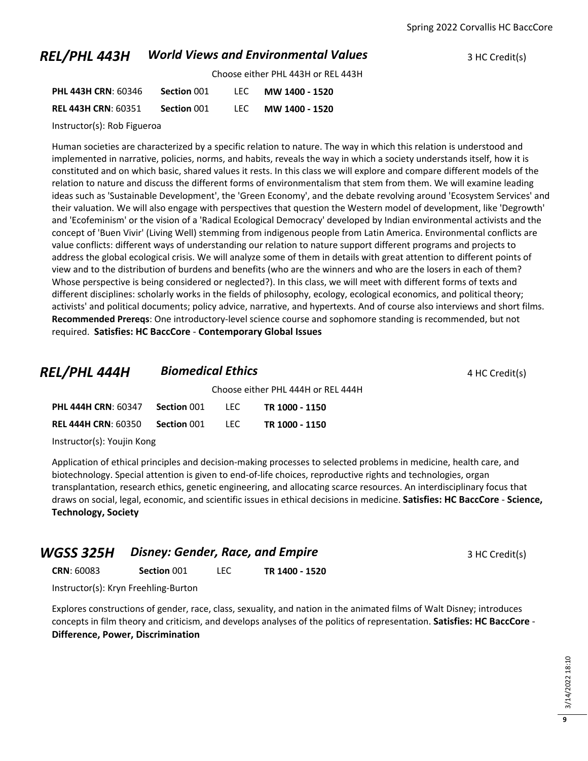## *REL/PHL 443H* *World Views and Environmental Values*

3 HC Credit(s)

Choose either PHL 443H or REL 443H

| | | | |
|---|---|---|---|
| **PHL 443H CRN**: 60346 | **Section** 001 | LEC | **MW 1400 - 1520** |
| **REL 443H CRN**: 60351 | **Section** 001 | LEC | **MW 1400 - 1520** |

Instructor(s): Rob Figueroa

Human societies are characterized by a specific relation to nature. The way in which this relation is understood and implemented in narrative, policies, norms, and habits, reveals the way in which a society understands itself, how it is constituted and on which basic, shared values it rests. In this class we will explore and compare different models of the relation to nature and discuss the different forms of environmentalism that stem from them. We will examine leading ideas such as 'Sustainable Development', the 'Green Economy', and the debate revolving around 'Ecosystem Services' and their valuation. We will also engage with perspectives that question the Western model of development, like 'Degrowth' and 'Ecofeminism' or the vision of a 'Radical Ecological Democracy' developed by Indian environmental activists and the concept of 'Buen Vivir' (Living Well) stemming from indigenous people from Latin America. Environmental conflicts are value conflicts: different ways of understanding our relation to nature support different programs and projects to address the global ecological crisis. We will analyze some of them in details with great attention to different points of view and to the distribution of burdens and benefits (who are the winners and who are the losers in each of them? Whose perspective is being considered or neglected?). In this class, we will meet with different forms of texts and different disciplines: scholarly works in the fields of philosophy, ecology, ecological economics, and political theory; activists' and political documents; policy advice, narrative, and hypertexts. And of course also interviews and short films. **Recommended Prereqs**: One introductory-level science course and sophomore standing is recommended, but not required. **Satisfies: HC BaccCore** - **Contemporary Global Issues**

## *REL/PHL 444H* *Biomedical Ethics*

4 HC Credit(s)

Choose either PHL 444H or REL 444H

| | | | |
|---|---|---|---|
| **PHL 444H CRN**: 60347 | **Section** 001 | LEC | **TR 1000 - 1150** |
| **REL 444H CRN**: 60350 | **Section** 001 | LEC | **TR 1000 - 1150** |

Instructor(s): Youjin Kong

Application of ethical principles and decision-making processes to selected problems in medicine, health care, and biotechnology. Special attention is given to end-of-life choices, reproductive rights and technologies, organ transplantation, research ethics, genetic engineering, and allocating scarce resources. An interdisciplinary focus that draws on social, legal, economic, and scientific issues in ethical decisions in medicine. **Satisfies: HC BaccCore** - **Science, Technology, Society**

## *WGSS 325H* *Disney: Gender, Race, and Empire*

3 HC Credit(s)

| | | | |
|---|---|---|---|
| **CRN**: 60083 | **Section** 001 | LEC | **TR 1400 - 1520** |

Instructor(s): Kryn Freehling-Burton

Explores constructions of gender, race, class, sexuality, and nation in the animated films of Walt Disney; introduces concepts in film theory and criticism, and develops analyses of the politics of representation. **Satisfies: HC BaccCore** - **Difference, Power, Discrimination**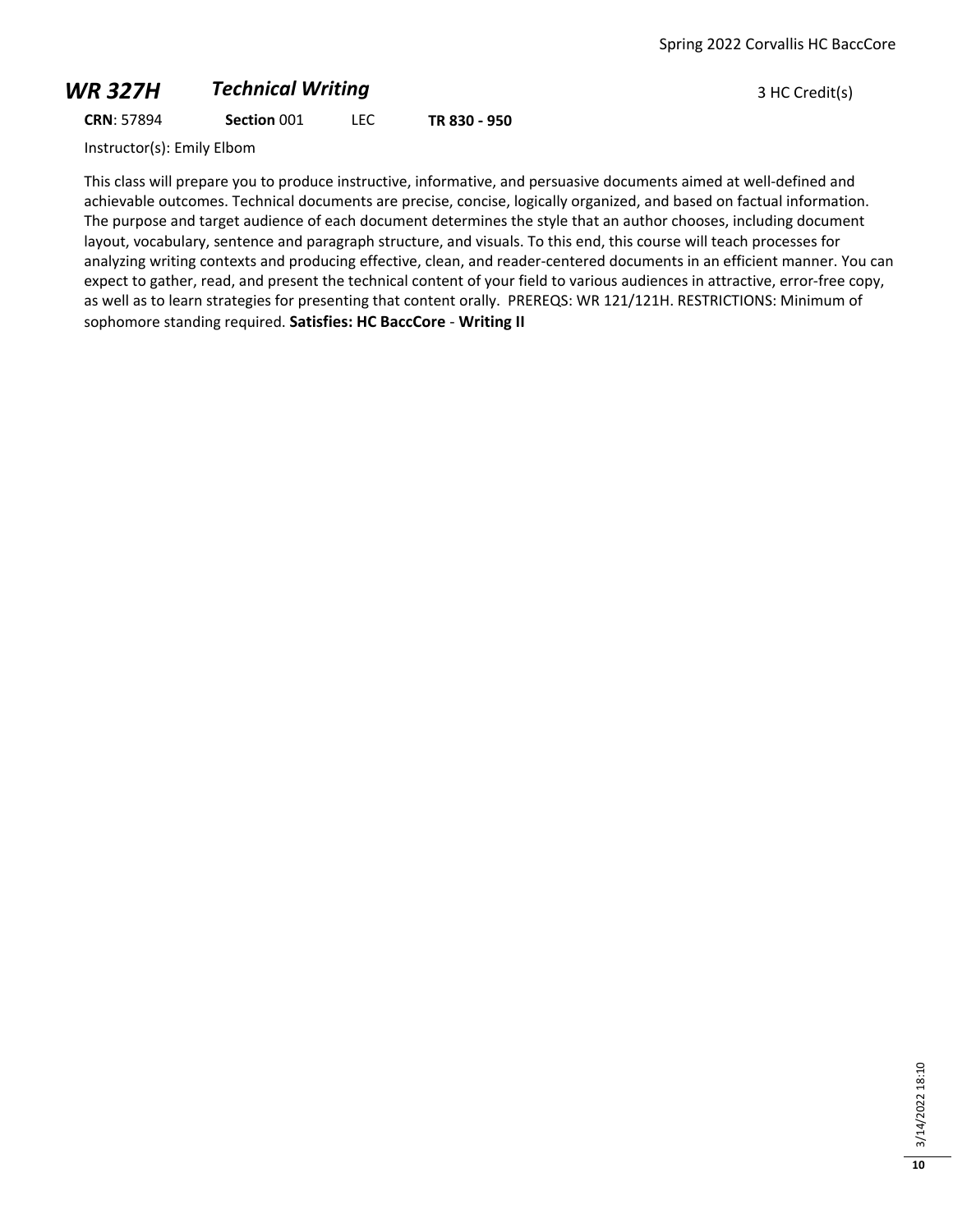## *WR 327H* *Technical Writing*

3 HC Credit(s)

**CRN**: 57894 **Section** 001 LEC **TR 830 - 950**

Instructor(s): Emily Elbom

This class will prepare you to produce instructive, informative, and persuasive documents aimed at well-defined and achievable outcomes. Technical documents are precise, concise, logically organized, and based on factual information. The purpose and target audience of each document determines the style that an author chooses, including document layout, vocabulary, sentence and paragraph structure, and visuals. To this end, this course will teach processes for analyzing writing contexts and producing effective, clean, and reader-centered documents in an efficient manner. You can expect to gather, read, and present the technical content of your field to various audiences in attractive, error-free copy, as well as to learn strategies for presenting that content orally. PREREQS: WR 121/121H. RESTRICTIONS: Minimum of sophomore standing required. **Satisfies: HC BaccCore** - **Writing II**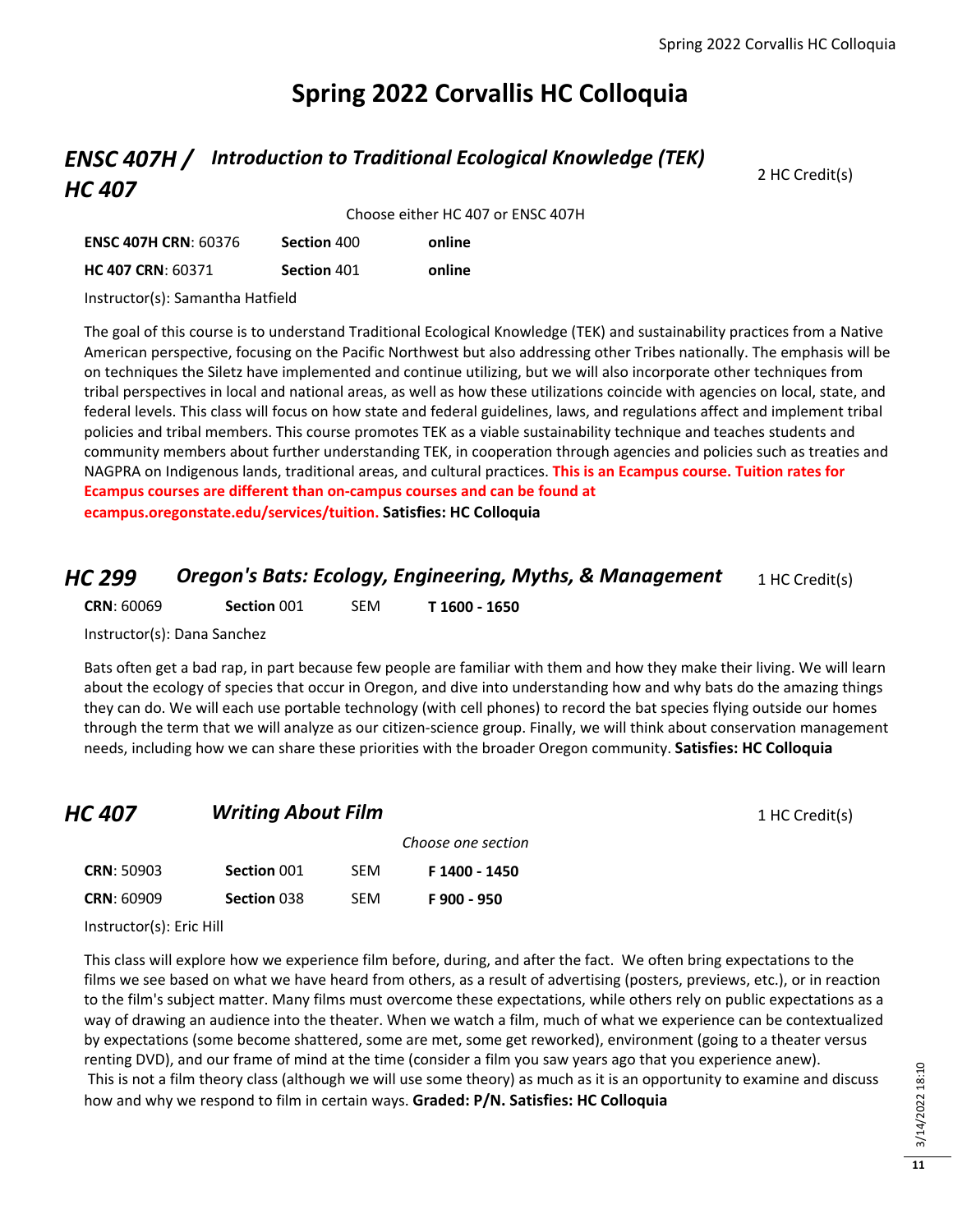# Spring 2022 Corvallis HC Colloquia

## *ENSC 407H / HC 407* *Introduction to Traditional Ecological Knowledge (TEK)*

2 HC Credit(s)

Choose either HC 407 or ENSC 407H

| | | |
|---|---|---|
| **ENSC 407H CRN**: 60376 | **Section** 400 | **online** |
| **HC 407 CRN**: 60371 | **Section** 401 | **online** |

Instructor(s): Samantha Hatfield

The goal of this course is to understand Traditional Ecological Knowledge (TEK) and sustainability practices from a Native American perspective, focusing on the Pacific Northwest but also addressing other Tribes nationally. The emphasis will be on techniques the Siletz have implemented and continue utilizing, but we will also incorporate other techniques from tribal perspectives in local and national areas, as well as how these utilizations coincide with agencies on local, state, and federal levels. This class will focus on how state and federal guidelines, laws, and regulations affect and implement tribal policies and tribal members. This course promotes TEK as a viable sustainability technique and teaches students and community members about further understanding TEK, in cooperation through agencies and policies such as treaties and NAGPRA on Indigenous lands, traditional areas, and cultural practices. **This is an Ecampus course. Tuition rates for Ecampus courses are different than on-campus courses and can be found at ecampus.oregonstate.edu/services/tuition.** **Satisfies: HC Colloquia**

## *HC 299* *Oregon's Bats: Ecology, Engineering, Myths, & Management*

1 HC Credit(s)

| | | | |
|---|---|---|---|
| **CRN**: 60069 | **Section** 001 | SEM | **T 1600 - 1650** |

Instructor(s): Dana Sanchez

Bats often get a bad rap, in part because few people are familiar with them and how they make their living. We will learn about the ecology of species that occur in Oregon, and dive into understanding how and why bats do the amazing things they can do. We will each use portable technology (with cell phones) to record the bat species flying outside our homes through the term that we will analyze as our citizen-science group. Finally, we will think about conservation management needs, including how we can share these priorities with the broader Oregon community. **Satisfies: HC Colloquia**

## *HC 407* *Writing About Film*

1 HC Credit(s)

*Choose one section*

| | | | |
|---|---|---|---|
| **CRN**: 50903 | **Section** 001 | SEM | **F 1400 - 1450** |
| **CRN**: 60909 | **Section** 038 | SEM | **F 900 - 950** |

Instructor(s): Eric Hill

This class will explore how we experience film before, during, and after the fact. We often bring expectations to the films we see based on what we have heard from others, as a result of advertising (posters, previews, etc.), or in reaction to the film's subject matter. Many films must overcome these expectations, while others rely on public expectations as a way of drawing an audience into the theater. When we watch a film, much of what we experience can be contextualized by expectations (some become shattered, some are met, some get reworked), environment (going to a theater versus renting DVD), and our frame of mind at the time (consider a film you saw years ago that you experience anew). This is not a film theory class (although we will use some theory) as much as it is an opportunity to examine and discuss how and why we respond to film in certain ways. **Graded: P/N. Satisfies: HC Colloquia**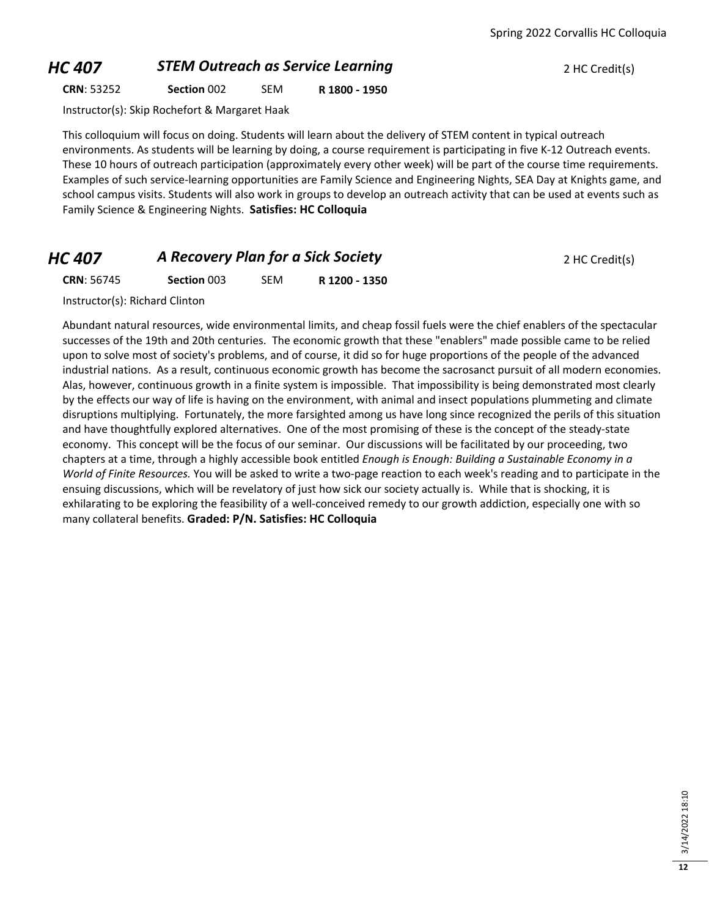## *HC 407* *STEM Outreach as Service Learning* 2 HC Credit(s)

**CRN**: 53252 **Section** 002 SEM **R 1800 - 1950**

Instructor(s): Skip Rochefort & Margaret Haak

This colloquium will focus on doing. Students will learn about the delivery of STEM content in typical outreach environments. As students will be learning by doing, a course requirement is participating in five K-12 Outreach events. These 10 hours of outreach participation (approximately every other week) will be part of the course time requirements. Examples of such service-learning opportunities are Family Science and Engineering Nights, SEA Day at Knights game, and school campus visits. Students will also work in groups to develop an outreach activity that can be used at events such as Family Science & Engineering Nights. **Satisfies: HC Colloquia**

## *HC 407* *A Recovery Plan for a Sick Society* 2 HC Credit(s)

**CRN**: 56745 **Section** 003 SEM **R 1200 - 1350**

Instructor(s): Richard Clinton

Abundant natural resources, wide environmental limits, and cheap fossil fuels were the chief enablers of the spectacular successes of the 19th and 20th centuries. The economic growth that these "enablers" made possible came to be relied upon to solve most of society's problems, and of course, it did so for huge proportions of the people of the advanced industrial nations. As a result, continuous economic growth has become the sacrosanct pursuit of all modern economies. Alas, however, continuous growth in a finite system is impossible. That impossibility is being demonstrated most clearly by the effects our way of life is having on the environment, with animal and insect populations plummeting and climate disruptions multiplying. Fortunately, the more farsighted among us have long since recognized the perils of this situation and have thoughtfully explored alternatives. One of the most promising of these is the concept of the steady-state economy. This concept will be the focus of our seminar. Our discussions will be facilitated by our proceeding, two chapters at a time, through a highly accessible book entitled *Enough is Enough: Building a Sustainable Economy in a World of Finite Resources.* You will be asked to write a two-page reaction to each week's reading and to participate in the ensuing discussions, which will be revelatory of just how sick our society actually is. While that is shocking, it is exhilarating to be exploring the feasibility of a well-conceived remedy to our growth addiction, especially one with so many collateral benefits. **Graded: P/N. Satisfies: HC Colloquia**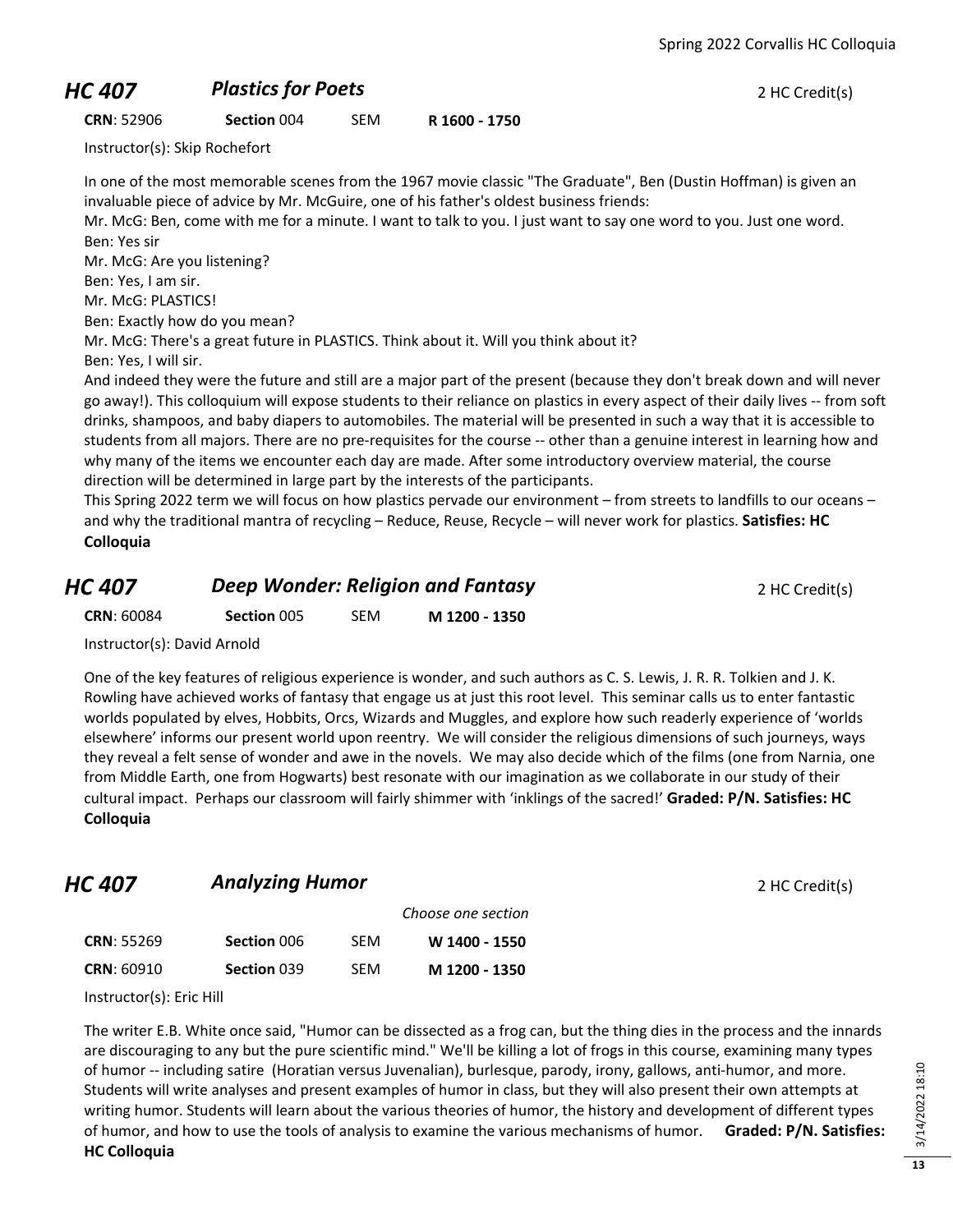## *HC 407* *Plastics for Poets*

2 HC Credit(s)

**CRN**: 52906 **Section** 004 SEM **R 1600 - 1750**

Instructor(s): Skip Rochefort

In one of the most memorable scenes from the 1967 movie classic "The Graduate", Ben (Dustin Hoffman) is given an invaluable piece of advice by Mr. McGuire, one of his father's oldest business friends:
Mr. McG: Ben, come with me for a minute. I want to talk to you. I just want to say one word to you. Just one word.
Ben: Yes sir
Mr. McG: Are you listening?
Ben: Yes, I am sir.
Mr. McG: PLASTICS!
Ben: Exactly how do you mean?
Mr. McG: There's a great future in PLASTICS. Think about it. Will you think about it?
Ben: Yes, I will sir.
And indeed they were the future and still are a major part of the present (because they don't break down and will never go away!). This colloquium will expose students to their reliance on plastics in every aspect of their daily lives -- from soft drinks, shampoos, and baby diapers to automobiles. The material will be presented in such a way that it is accessible to students from all majors. There are no pre-requisites for the course -- other than a genuine interest in learning how and why many of the items we encounter each day are made. After some introductory overview material, the course direction will be determined in large part by the interests of the participants.
This Spring 2022 term we will focus on how plastics pervade our environment – from streets to landfills to our oceans – and why the traditional mantra of recycling – Reduce, Reuse, Recycle – will never work for plastics. **Satisfies: HC Colloquia**

## *HC 407* *Deep Wonder: Religion and Fantasy*

2 HC Credit(s)

**CRN**: 60084 **Section** 005 SEM **M 1200 - 1350**

Instructor(s): David Arnold

One of the key features of religious experience is wonder, and such authors as C. S. Lewis, J. R. R. Tolkien and J. K. Rowling have achieved works of fantasy that engage us at just this root level. This seminar calls us to enter fantastic worlds populated by elves, Hobbits, Orcs, Wizards and Muggles, and explore how such readerly experience of 'worlds elsewhere' informs our present world upon reentry. We will consider the religious dimensions of such journeys, ways they reveal a felt sense of wonder and awe in the novels. We may also decide which of the films (one from Narnia, one from Middle Earth, one from Hogwarts) best resonate with our imagination as we collaborate in our study of their cultural impact. Perhaps our classroom will fairly shimmer with 'inklings of the sacred!' **Graded: P/N. Satisfies: HC Colloquia**

## *HC 407* *Analyzing Humor*

2 HC Credit(s)

*Choose one section*

| | | | |
|---|---|---|---|
| **CRN**: 55269 | **Section** 006 | SEM | **W 1400 - 1550** |
| **CRN**: 60910 | **Section** 039 | SEM | **M 1200 - 1350** |

Instructor(s): Eric Hill

The writer E.B. White once said, "Humor can be dissected as a frog can, but the thing dies in the process and the innards are discouraging to any but the pure scientific mind." We'll be killing a lot of frogs in this course, examining many types of humor -- including satire (Horatian versus Juvenalian), burlesque, parody, irony, gallows, anti-humor, and more. Students will write analyses and present examples of humor in class, but they will also present their own attempts at writing humor. Students will learn about the various theories of humor, the history and development of different types of humor, and how to use the tools of analysis to examine the various mechanisms of humor. **Graded: P/N. Satisfies: HC Colloquia**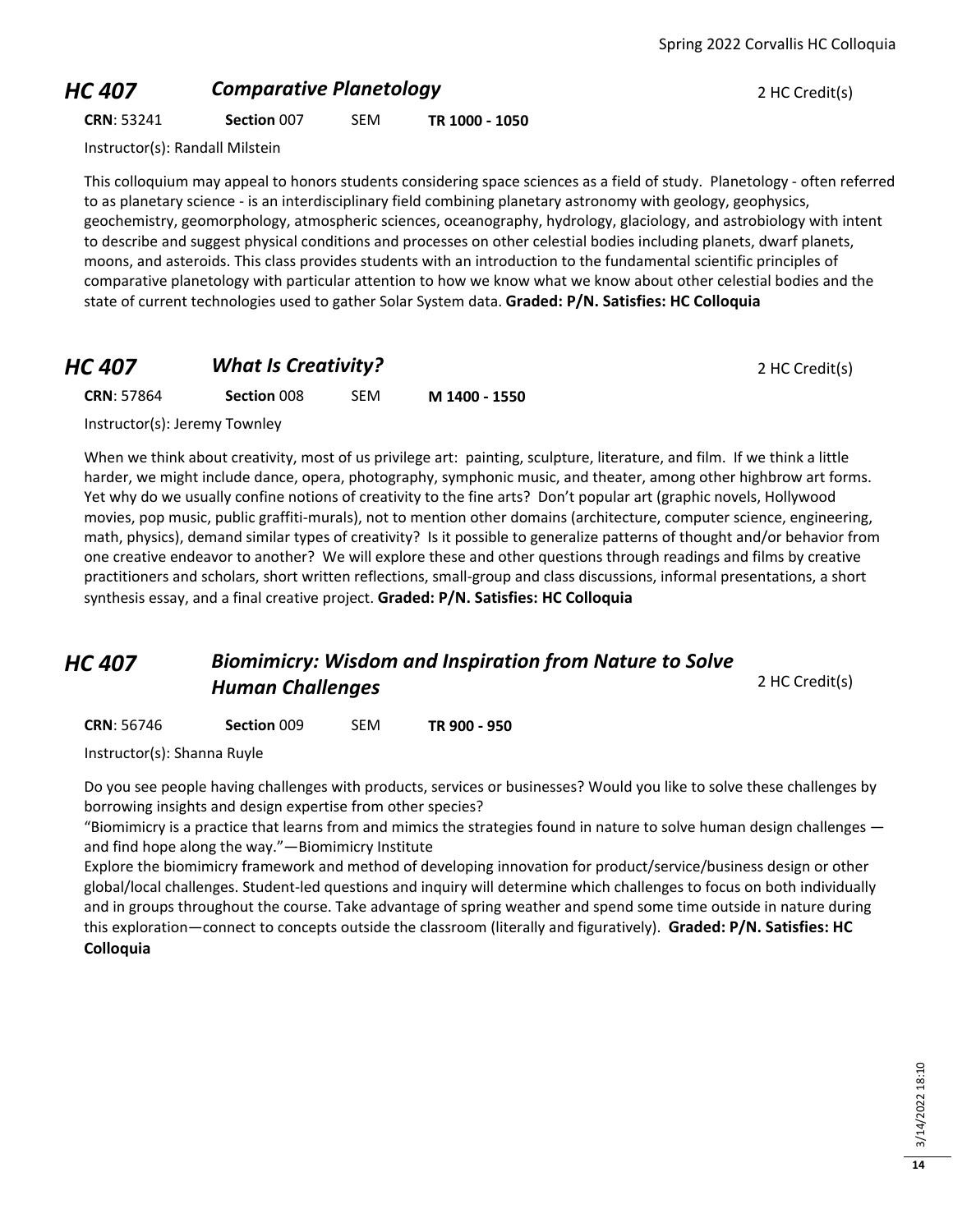## HC 407 *Comparative Planetology*

2 HC Credit(s)

**CRN**: 53241 **Section** 007 SEM **TR 1000 - 1050**

Instructor(s): Randall Milstein

This colloquium may appeal to honors students considering space sciences as a field of study. Planetology - often referred to as planetary science - is an interdisciplinary field combining planetary astronomy with geology, geophysics, geochemistry, geomorphology, atmospheric sciences, oceanography, hydrology, glaciology, and astrobiology with intent to describe and suggest physical conditions and processes on other celestial bodies including planets, dwarf planets, moons, and asteroids. This class provides students with an introduction to the fundamental scientific principles of comparative planetology with particular attention to how we know what we know about other celestial bodies and the state of current technologies used to gather Solar System data. **Graded: P/N. Satisfies: HC Colloquia**

## HC 407 *What Is Creativity?*

2 HC Credit(s)

**CRN**: 57864 **Section** 008 SEM **M 1400 - 1550**

Instructor(s): Jeremy Townley

When we think about creativity, most of us privilege art: painting, sculpture, literature, and film. If we think a little harder, we might include dance, opera, photography, symphonic music, and theater, among other highbrow art forms. Yet why do we usually confine notions of creativity to the fine arts? Don't popular art (graphic novels, Hollywood movies, pop music, public graffiti-murals), not to mention other domains (architecture, computer science, engineering, math, physics), demand similar types of creativity? Is it possible to generalize patterns of thought and/or behavior from one creative endeavor to another? We will explore these and other questions through readings and films by creative practitioners and scholars, short written reflections, small-group and class discussions, informal presentations, a short synthesis essay, and a final creative project. **Graded: P/N. Satisfies: HC Colloquia**

## HC 407 *Biomimicry: Wisdom and Inspiration from Nature to Solve Human Challenges*

2 HC Credit(s)

**CRN**: 56746 **Section** 009 SEM **TR 900 - 950**

Instructor(s): Shanna Ruyle

Do you see people having challenges with products, services or businesses? Would you like to solve these challenges by borrowing insights and design expertise from other species?

"Biomimicry is a practice that learns from and mimics the strategies found in nature to solve human design challenges — and find hope along the way."—Biomimicry Institute

Explore the biomimicry framework and method of developing innovation for product/service/business design or other global/local challenges. Student-led questions and inquiry will determine which challenges to focus on both individually and in groups throughout the course. Take advantage of spring weather and spend some time outside in nature during this exploration—connect to concepts outside the classroom (literally and figuratively). **Graded: P/N. Satisfies: HC Colloquia**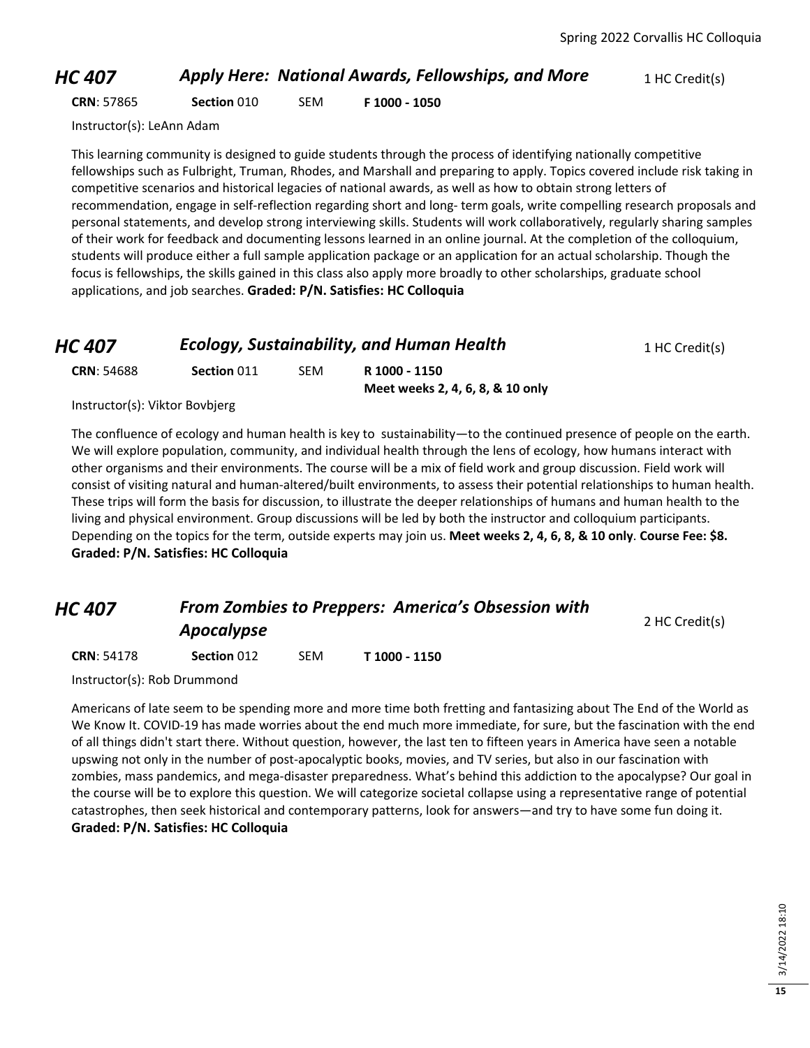## HC 407 *Apply Here: National Awards, Fellowships, and More*

1 HC Credit(s)

**CRN**: 57865 **Section** 010 SEM **F 1000 - 1050**

Instructor(s): LeAnn Adam

This learning community is designed to guide students through the process of identifying nationally competitive fellowships such as Fulbright, Truman, Rhodes, and Marshall and preparing to apply. Topics covered include risk taking in competitive scenarios and historical legacies of national awards, as well as how to obtain strong letters of recommendation, engage in self-reflection regarding short and long- term goals, write compelling research proposals and personal statements, and develop strong interviewing skills. Students will work collaboratively, regularly sharing samples of their work for feedback and documenting lessons learned in an online journal. At the completion of the colloquium, students will produce either a full sample application package or an application for an actual scholarship. Though the focus is fellowships, the skills gained in this class also apply more broadly to other scholarships, graduate school applications, and job searches. **Graded: P/N. Satisfies: HC Colloquia**

## HC 407 *Ecology, Sustainability, and Human Health*

1 HC Credit(s)

**CRN**: 54688 **Section** 011 SEM **R 1000 - 1150**
**Meet weeks 2, 4, 6, 8, & 10 only**

Instructor(s): Viktor Bovbjerg

The confluence of ecology and human health is key to sustainability—to the continued presence of people on the earth. We will explore population, community, and individual health through the lens of ecology, how humans interact with other organisms and their environments. The course will be a mix of field work and group discussion. Field work will consist of visiting natural and human-altered/built environments, to assess their potential relationships to human health. These trips will form the basis for discussion, to illustrate the deeper relationships of humans and human health to the living and physical environment. Group discussions will be led by both the instructor and colloquium participants. Depending on the topics for the term, outside experts may join us. **Meet weeks 2, 4, 6, 8, & 10 only**. **Course Fee: $8. Graded: P/N. Satisfies: HC Colloquia**

## HC 407 *From Zombies to Preppers: America's Obsession with Apocalypse*

2 HC Credit(s)

**CRN**: 54178 **Section** 012 SEM **T 1000 - 1150**

Instructor(s): Rob Drummond

Americans of late seem to be spending more and more time both fretting and fantasizing about The End of the World as We Know It. COVID-19 has made worries about the end much more immediate, for sure, but the fascination with the end of all things didn't start there. Without question, however, the last ten to fifteen years in America have seen a notable upswing not only in the number of post-apocalyptic books, movies, and TV series, but also in our fascination with zombies, mass pandemics, and mega-disaster preparedness. What's behind this addiction to the apocalypse? Our goal in the course will be to explore this question. We will categorize societal collapse using a representative range of potential catastrophes, then seek historical and contemporary patterns, look for answers—and try to have some fun doing it. **Graded: P/N. Satisfies: HC Colloquia**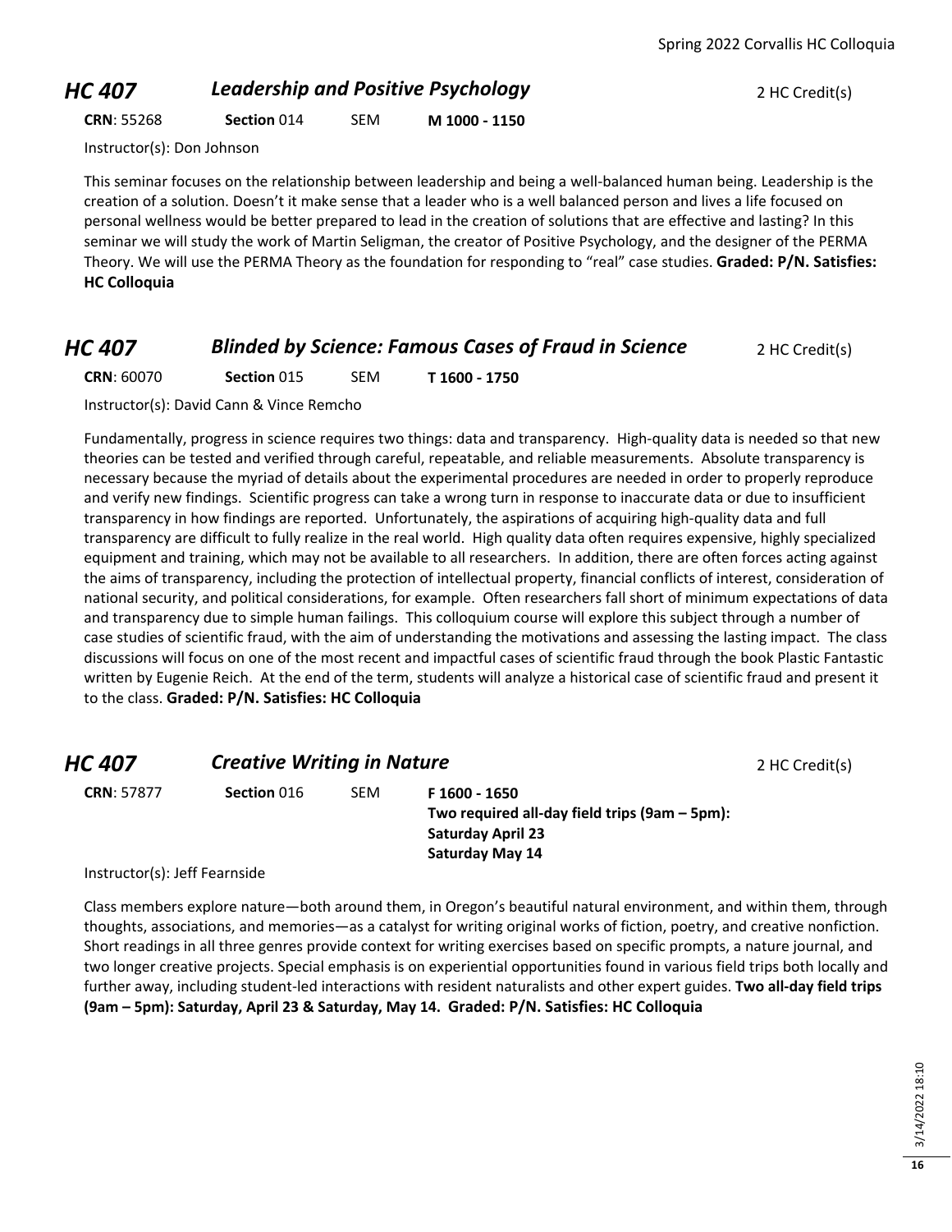## *HC 407* *Leadership and Positive Psychology*

2 HC Credit(s)

**CRN**: 55268 **Section** 014 SEM **M 1000 - 1150**

Instructor(s): Don Johnson

This seminar focuses on the relationship between leadership and being a well-balanced human being. Leadership is the creation of a solution. Doesn't it make sense that a leader who is a well balanced person and lives a life focused on personal wellness would be better prepared to lead in the creation of solutions that are effective and lasting? In this seminar we will study the work of Martin Seligman, the creator of Positive Psychology, and the designer of the PERMA Theory. We will use the PERMA Theory as the foundation for responding to "real" case studies. **Graded: P/N. Satisfies: HC Colloquia**

## *HC 407* *Blinded by Science: Famous Cases of Fraud in Science*

2 HC Credit(s)

**CRN**: 60070 **Section** 015 SEM **T 1600 - 1750**

Instructor(s): David Cann & Vince Remcho

Fundamentally, progress in science requires two things: data and transparency. High-quality data is needed so that new theories can be tested and verified through careful, repeatable, and reliable measurements. Absolute transparency is necessary because the myriad of details about the experimental procedures are needed in order to properly reproduce and verify new findings. Scientific progress can take a wrong turn in response to inaccurate data or due to insufficient transparency in how findings are reported. Unfortunately, the aspirations of acquiring high-quality data and full transparency are difficult to fully realize in the real world. High quality data often requires expensive, highly specialized equipment and training, which may not be available to all researchers. In addition, there are often forces acting against the aims of transparency, including the protection of intellectual property, financial conflicts of interest, consideration of national security, and political considerations, for example. Often researchers fall short of minimum expectations of data and transparency due to simple human failings. This colloquium course will explore this subject through a number of case studies of scientific fraud, with the aim of understanding the motivations and assessing the lasting impact. The class discussions will focus on one of the most recent and impactful cases of scientific fraud through the book Plastic Fantastic written by Eugenie Reich. At the end of the term, students will analyze a historical case of scientific fraud and present it to the class. **Graded: P/N. Satisfies: HC Colloquia**

## *HC 407* *Creative Writing in Nature*

2 HC Credit(s)

**CRN**: 57877 **Section** 016 SEM **F 1600 - 1650**
**Two required all-day field trips (9am – 5pm):**
**Saturday April 23**
**Saturday May 14**

Instructor(s): Jeff Fearnside

Class members explore nature—both around them, in Oregon's beautiful natural environment, and within them, through thoughts, associations, and memories—as a catalyst for writing original works of fiction, poetry, and creative nonfiction. Short readings in all three genres provide context for writing exercises based on specific prompts, a nature journal, and two longer creative projects. Special emphasis is on experiential opportunities found in various field trips both locally and further away, including student-led interactions with resident naturalists and other expert guides. **Two all-day field trips (9am – 5pm): Saturday, April 23 & Saturday, May 14. Graded: P/N. Satisfies: HC Colloquia**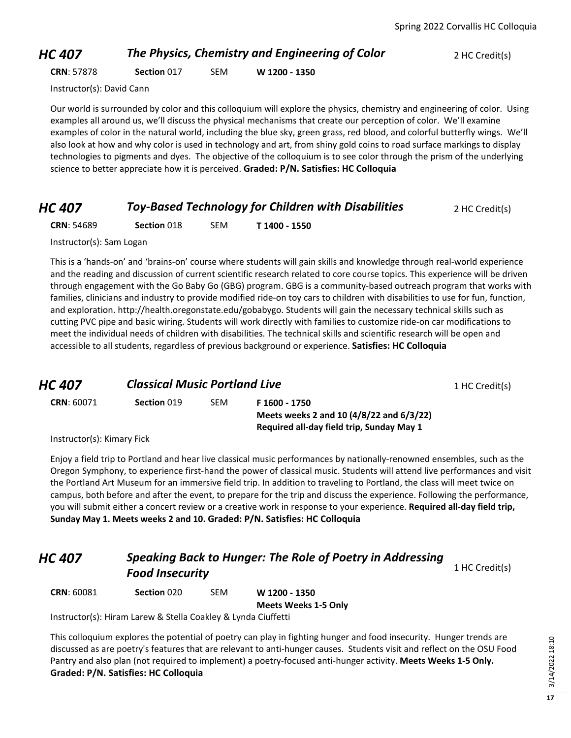## HC 407 *The Physics, Chemistry and Engineering of Color*

2 HC Credit(s)

**CRN**: 57878 **Section** 017 SEM **W 1200 - 1350**

Instructor(s): David Cann

Our world is surrounded by color and this colloquium will explore the physics, chemistry and engineering of color. Using examples all around us, we'll discuss the physical mechanisms that create our perception of color. We'll examine examples of color in the natural world, including the blue sky, green grass, red blood, and colorful butterfly wings. We'll also look at how and why color is used in technology and art, from shiny gold coins to road surface markings to display technologies to pigments and dyes. The objective of the colloquium is to see color through the prism of the underlying science to better appreciate how it is perceived. **Graded: P/N. Satisfies: HC Colloquia**

## HC 407 *Toy-Based Technology for Children with Disabilities*

2 HC Credit(s)

**CRN**: 54689 **Section** 018 SEM **T 1400 - 1550**

Instructor(s): Sam Logan

This is a 'hands-on' and 'brains-on' course where students will gain skills and knowledge through real-world experience and the reading and discussion of current scientific research related to core course topics. This experience will be driven through engagement with the Go Baby Go (GBG) program. GBG is a community-based outreach program that works with families, clinicians and industry to provide modified ride-on toy cars to children with disabilities to use for fun, function, and exploration. http://health.oregonstate.edu/gobabygo. Students will gain the necessary technical skills such as cutting PVC pipe and basic wiring. Students will work directly with families to customize ride-on car modifications to meet the individual needs of children with disabilities. The technical skills and scientific research will be open and accessible to all students, regardless of previous background or experience. **Satisfies: HC Colloquia**

## HC 407 *Classical Music Portland Live*

1 HC Credit(s)

**CRN**: 60071 **Section** 019 SEM **F 1600 - 1750**
**Meets weeks 2 and 10 (4/8/22 and 6/3/22)**
**Required all-day field trip, Sunday May 1**

Instructor(s): Kimary Fick

Enjoy a field trip to Portland and hear live classical music performances by nationally-renowned ensembles, such as the Oregon Symphony, to experience first-hand the power of classical music. Students will attend live performances and visit the Portland Art Museum for an immersive field trip. In addition to traveling to Portland, the class will meet twice on campus, both before and after the event, to prepare for the trip and discuss the experience. Following the performance, you will submit either a concert review or a creative work in response to your experience. **Required all-day field trip, Sunday May 1. Meets weeks 2 and 10. Graded: P/N. Satisfies: HC Colloquia**

## HC 407 *Speaking Back to Hunger: The Role of Poetry in Addressing Food Insecurity*

1 HC Credit(s)

**CRN**: 60081 **Section** 020 SEM **W 1200 - 1350**
**Meets Weeks 1-5 Only**

Instructor(s): Hiram Larew & Stella Coakley & Lynda Ciuffetti

This colloquium explores the potential of poetry can play in fighting hunger and food insecurity. Hunger trends are discussed as are poetry's features that are relevant to anti-hunger causes. Students visit and reflect on the OSU Food Pantry and also plan (not required to implement) a poetry-focused anti-hunger activity. **Meets Weeks 1-5 Only. Graded: P/N. Satisfies: HC Colloquia**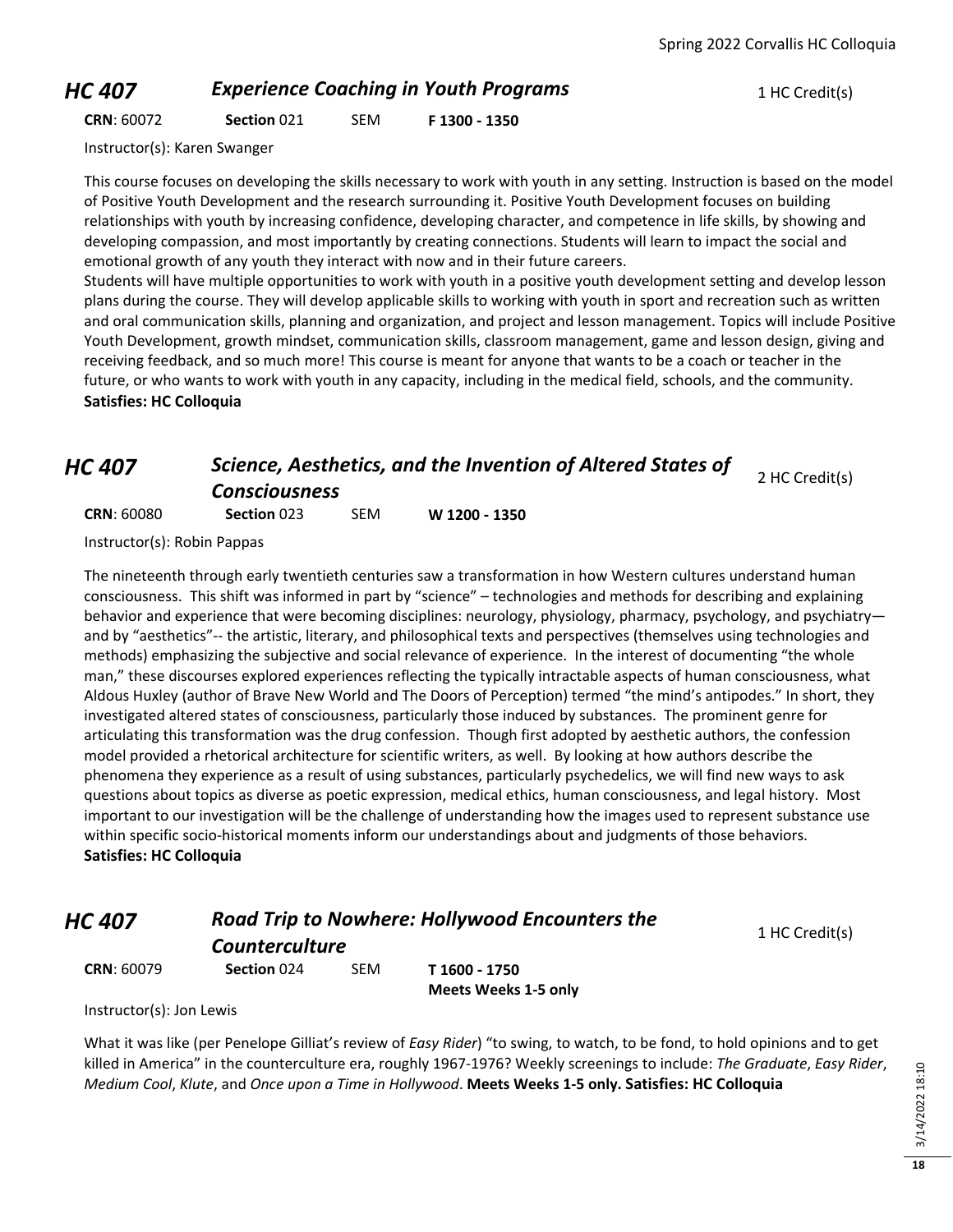## HC 407 *Experience Coaching in Youth Programs*

1 HC Credit(s)

**CRN**: 60072 **Section** 021 SEM **F 1300 - 1350**

Instructor(s): Karen Swanger

This course focuses on developing the skills necessary to work with youth in any setting. Instruction is based on the model of Positive Youth Development and the research surrounding it. Positive Youth Development focuses on building relationships with youth by increasing confidence, developing character, and competence in life skills, by showing and developing compassion, and most importantly by creating connections. Students will learn to impact the social and emotional growth of any youth they interact with now and in their future careers.

Students will have multiple opportunities to work with youth in a positive youth development setting and develop lesson plans during the course. They will develop applicable skills to working with youth in sport and recreation such as written and oral communication skills, planning and organization, and project and lesson management. Topics will include Positive Youth Development, growth mindset, communication skills, classroom management, game and lesson design, giving and receiving feedback, and so much more! This course is meant for anyone that wants to be a coach or teacher in the future, or who wants to work with youth in any capacity, including in the medical field, schools, and the community.

**Satisfies: HC Colloquia**

## HC 407 *Science, Aesthetics, and the Invention of Altered States of Consciousness*

2 HC Credit(s)

**CRN**: 60080 **Section** 023 SEM **W 1200 - 1350**

Instructor(s): Robin Pappas

The nineteenth through early twentieth centuries saw a transformation in how Western cultures understand human consciousness. This shift was informed in part by "science" – technologies and methods for describing and explaining behavior and experience that were becoming disciplines: neurology, physiology, pharmacy, psychology, and psychiatry—and by "aesthetics"-- the artistic, literary, and philosophical texts and perspectives (themselves using technologies and methods) emphasizing the subjective and social relevance of experience. In the interest of documenting "the whole man," these discourses explored experiences reflecting the typically intractable aspects of human consciousness, what Aldous Huxley (author of Brave New World and The Doors of Perception) termed "the mind's antipodes." In short, they investigated altered states of consciousness, particularly those induced by substances. The prominent genre for articulating this transformation was the drug confession. Though first adopted by aesthetic authors, the confession model provided a rhetorical architecture for scientific writers, as well. By looking at how authors describe the phenomena they experience as a result of using substances, particularly psychedelics, we will find new ways to ask questions about topics as diverse as poetic expression, medical ethics, human consciousness, and legal history. Most important to our investigation will be the challenge of understanding how the images used to represent substance use within specific socio-historical moments inform our understandings about and judgments of those behaviors.

**Satisfies: HC Colloquia**

## HC 407 *Road Trip to Nowhere: Hollywood Encounters the Counterculture*

1 HC Credit(s)

**CRN**: 60079 **Section** 024 SEM **T 1600 - 1750**
**Meets Weeks 1-5 only**

Instructor(s): Jon Lewis

What it was like (per Penelope Gilliat's review of *Easy Rider*) "to swing, to watch, to be fond, to hold opinions and to get killed in America" in the counterculture era, roughly 1967-1976? Weekly screenings to include: *The Graduate*, *Easy Rider*, *Medium Cool*, *Klute*, and *Once upon a Time in Hollywood*. **Meets Weeks 1-5 only. Satisfies: HC Colloquia**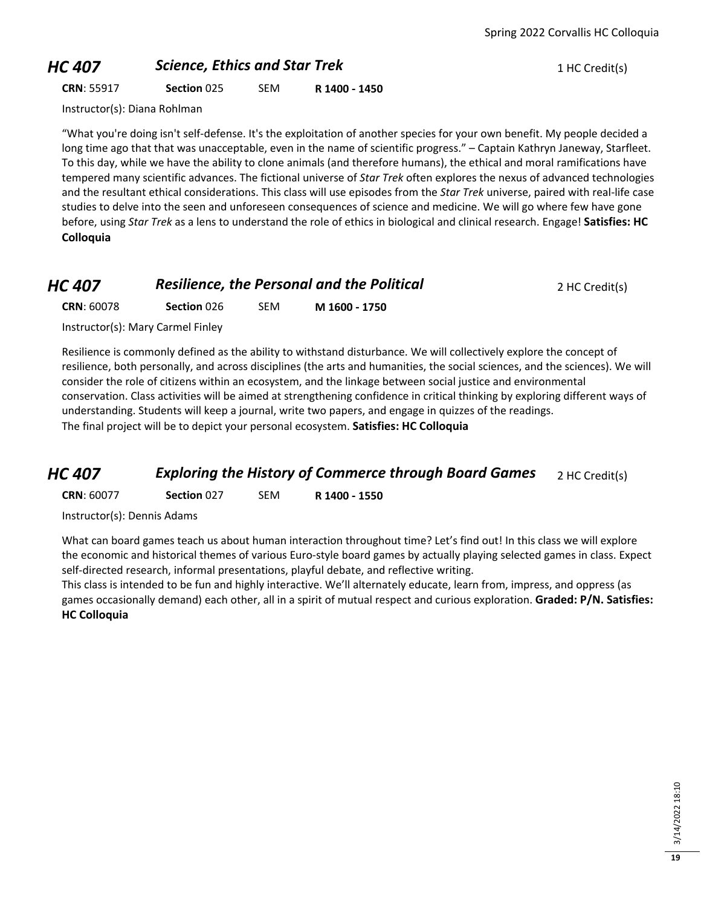## HC 407 *Science, Ethics and Star Trek*

1 HC Credit(s)

**CRN**: 55917 **Section** 025 SEM **R 1400 - 1450**

Instructor(s): Diana Rohlman

"What you're doing isn't self-defense. It's the exploitation of another species for your own benefit. My people decided a long time ago that that was unacceptable, even in the name of scientific progress." – Captain Kathryn Janeway, Starfleet. To this day, while we have the ability to clone animals (and therefore humans), the ethical and moral ramifications have tempered many scientific advances. The fictional universe of *Star Trek* often explores the nexus of advanced technologies and the resultant ethical considerations. This class will use episodes from the *Star Trek* universe, paired with real-life case studies to delve into the seen and unforeseen consequences of science and medicine. We will go where few have gone before, using *Star Trek* as a lens to understand the role of ethics in biological and clinical research. Engage! **Satisfies: HC Colloquia**

## HC 407 *Resilience, the Personal and the Political*

2 HC Credit(s)

**CRN**: 60078 **Section** 026 SEM **M 1600 - 1750**

Instructor(s): Mary Carmel Finley

Resilience is commonly defined as the ability to withstand disturbance. We will collectively explore the concept of resilience, both personally, and across disciplines (the arts and humanities, the social sciences, and the sciences). We will consider the role of citizens within an ecosystem, and the linkage between social justice and environmental conservation. Class activities will be aimed at strengthening confidence in critical thinking by exploring different ways of understanding. Students will keep a journal, write two papers, and engage in quizzes of the readings.
The final project will be to depict your personal ecosystem. **Satisfies: HC Colloquia**

## HC 407 *Exploring the History of Commerce through Board Games*

2 HC Credit(s)

**CRN**: 60077 **Section** 027 SEM **R 1400 - 1550**

Instructor(s): Dennis Adams

What can board games teach us about human interaction throughout time? Let's find out! In this class we will explore the economic and historical themes of various Euro-style board games by actually playing selected games in class. Expect self-directed research, informal presentations, playful debate, and reflective writing.
This class is intended to be fun and highly interactive. We'll alternately educate, learn from, impress, and oppress (as games occasionally demand) each other, all in a spirit of mutual respect and curious exploration. **Graded: P/N. Satisfies: HC Colloquia**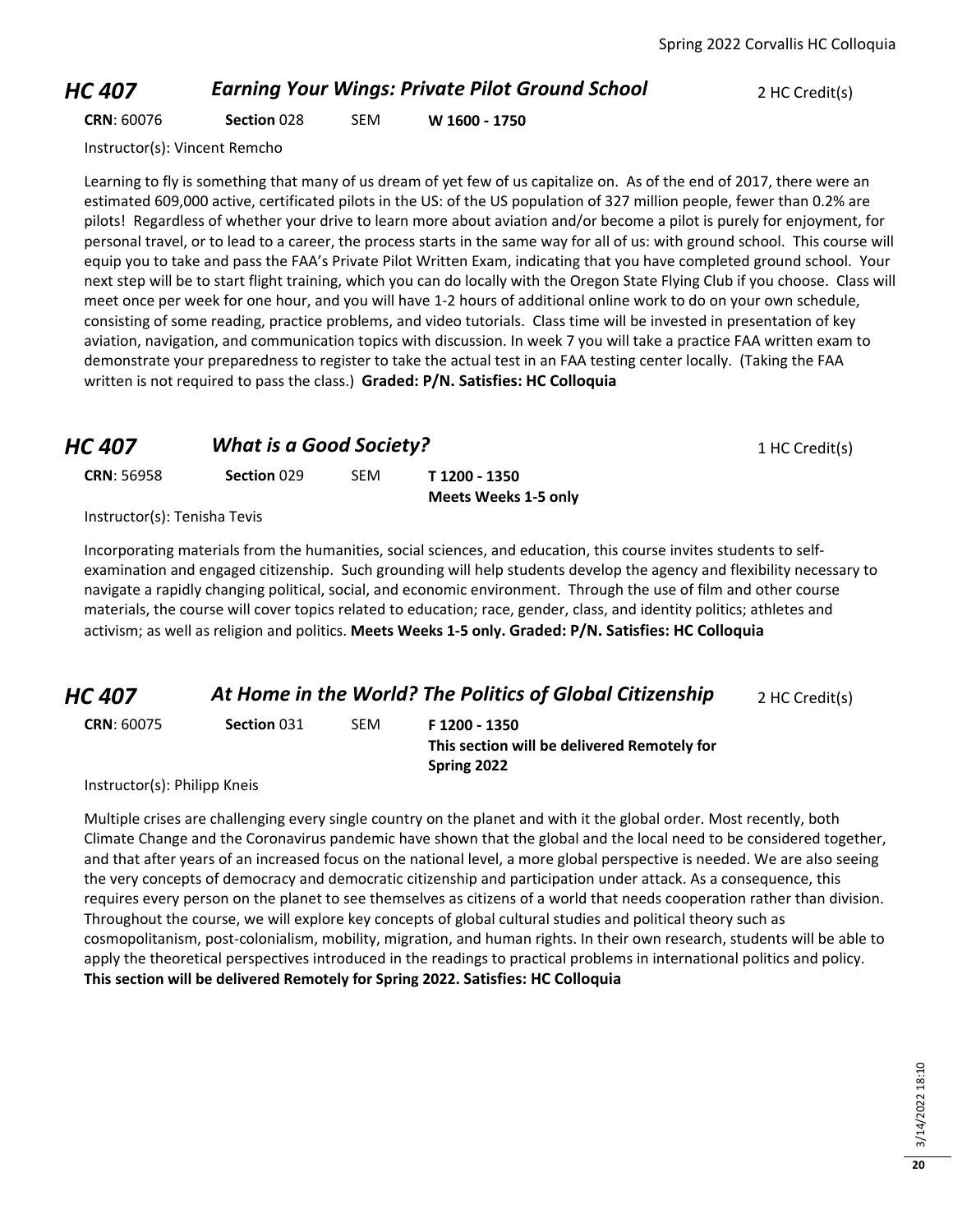## *HC 407* *Earning Your Wings: Private Pilot Ground School*

2 HC Credit(s)

**CRN**: 60076 **Section** 028 SEM **W 1600 - 1750**

Instructor(s): Vincent Remcho

Learning to fly is something that many of us dream of yet few of us capitalize on. As of the end of 2017, there were an estimated 609,000 active, certificated pilots in the US: of the US population of 327 million people, fewer than 0.2% are pilots! Regardless of whether your drive to learn more about aviation and/or become a pilot is purely for enjoyment, for personal travel, or to lead to a career, the process starts in the same way for all of us: with ground school. This course will equip you to take and pass the FAA's Private Pilot Written Exam, indicating that you have completed ground school. Your next step will be to start flight training, which you can do locally with the Oregon State Flying Club if you choose. Class will meet once per week for one hour, and you will have 1-2 hours of additional online work to do on your own schedule, consisting of some reading, practice problems, and video tutorials. Class time will be invested in presentation of key aviation, navigation, and communication topics with discussion. In week 7 you will take a practice FAA written exam to demonstrate your preparedness to register to take the actual test in an FAA testing center locally. (Taking the FAA written is not required to pass the class.) **Graded: P/N. Satisfies: HC Colloquia**

## *HC 407* *What is a Good Society?*

1 HC Credit(s)

**CRN**: 56958 **Section** 029 SEM **T 1200 - 1350**
**Meets Weeks 1-5 only**

Instructor(s): Tenisha Tevis

Incorporating materials from the humanities, social sciences, and education, this course invites students to self-examination and engaged citizenship. Such grounding will help students develop the agency and flexibility necessary to navigate a rapidly changing political, social, and economic environment. Through the use of film and other course materials, the course will cover topics related to education; race, gender, class, and identity politics; athletes and activism; as well as religion and politics. **Meets Weeks 1-5 only. Graded: P/N. Satisfies: HC Colloquia**

## *HC 407* *At Home in the World? The Politics of Global Citizenship*

2 HC Credit(s)

**CRN**: 60075 **Section** 031 SEM **F 1200 - 1350**
**This section will be delivered Remotely for Spring 2022**

Instructor(s): Philipp Kneis

Multiple crises are challenging every single country on the planet and with it the global order. Most recently, both Climate Change and the Coronavirus pandemic have shown that the global and the local need to be considered together, and that after years of an increased focus on the national level, a more global perspective is needed. We are also seeing the very concepts of democracy and democratic citizenship and participation under attack. As a consequence, this requires every person on the planet to see themselves as citizens of a world that needs cooperation rather than division. Throughout the course, we will explore key concepts of global cultural studies and political theory such as cosmopolitanism, post-colonialism, mobility, migration, and human rights. In their own research, students will be able to apply the theoretical perspectives introduced in the readings to practical problems in international politics and policy. **This section will be delivered Remotely for Spring 2022. Satisfies: HC Colloquia**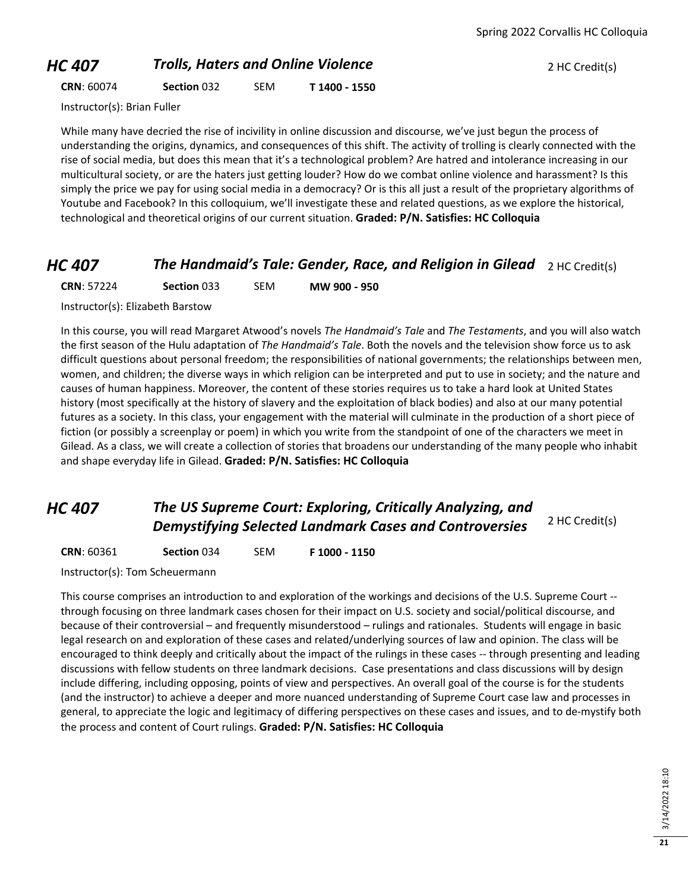## HC 407 *Trolls, Haters and Online Violence* 2 HC Credit(s)

**CRN**: 60074 **Section** 032 SEM **T 1400 - 1550**

Instructor(s): Brian Fuller

While many have decried the rise of incivility in online discussion and discourse, we've just begun the process of understanding the origins, dynamics, and consequences of this shift. The activity of trolling is clearly connected with the rise of social media, but does this mean that it's a technological problem? Are hatred and intolerance increasing in our multicultural society, or are the haters just getting louder? How do we combat online violence and harassment? Is this simply the price we pay for using social media in a democracy? Or is this all just a result of the proprietary algorithms of Youtube and Facebook? In this colloquium, we'll investigate these and related questions, as we explore the historical, technological and theoretical origins of our current situation. **Graded: P/N. Satisfies: HC Colloquia**

## HC 407 *The Handmaid's Tale: Gender, Race, and Religion in Gilead* 2 HC Credit(s)

**CRN**: 57224 **Section** 033 SEM **MW 900 - 950**

Instructor(s): Elizabeth Barstow

In this course, you will read Margaret Atwood's novels *The Handmaid's Tale* and *The Testaments*, and you will also watch the first season of the Hulu adaptation of *The Handmaid's Tale*. Both the novels and the television show force us to ask difficult questions about personal freedom; the responsibilities of national governments; the relationships between men, women, and children; the diverse ways in which religion can be interpreted and put to use in society; and the nature and causes of human happiness. Moreover, the content of these stories requires us to take a hard look at United States history (most specifically at the history of slavery and the exploitation of black bodies) and also at our many potential futures as a society. In this class, your engagement with the material will culminate in the production of a short piece of fiction (or possibly a screenplay or poem) in which you write from the standpoint of one of the characters we meet in Gilead. As a class, we will create a collection of stories that broadens our understanding of the many people who inhabit and shape everyday life in Gilead. **Graded: P/N. Satisfies: HC Colloquia**

## HC 407 *The US Supreme Court: Exploring, Critically Analyzing, and Demystifying Selected Landmark Cases and Controversies* 2 HC Credit(s)

**CRN**: 60361 **Section** 034 SEM **F 1000 - 1150**

Instructor(s): Tom Scheuermann

This course comprises an introduction to and exploration of the workings and decisions of the U.S. Supreme Court -- through focusing on three landmark cases chosen for their impact on U.S. society and social/political discourse, and because of their controversial – and frequently misunderstood – rulings and rationales. Students will engage in basic legal research on and exploration of these cases and related/underlying sources of law and opinion. The class will be encouraged to think deeply and critically about the impact of the rulings in these cases -- through presenting and leading discussions with fellow students on three landmark decisions. Case presentations and class discussions will by design include differing, including opposing, points of view and perspectives. An overall goal of the course is for the students (and the instructor) to achieve a deeper and more nuanced understanding of Supreme Court case law and processes in general, to appreciate the logic and legitimacy of differing perspectives on these cases and issues, and to de-mystify both the process and content of Court rulings. **Graded: P/N. Satisfies: HC Colloquia**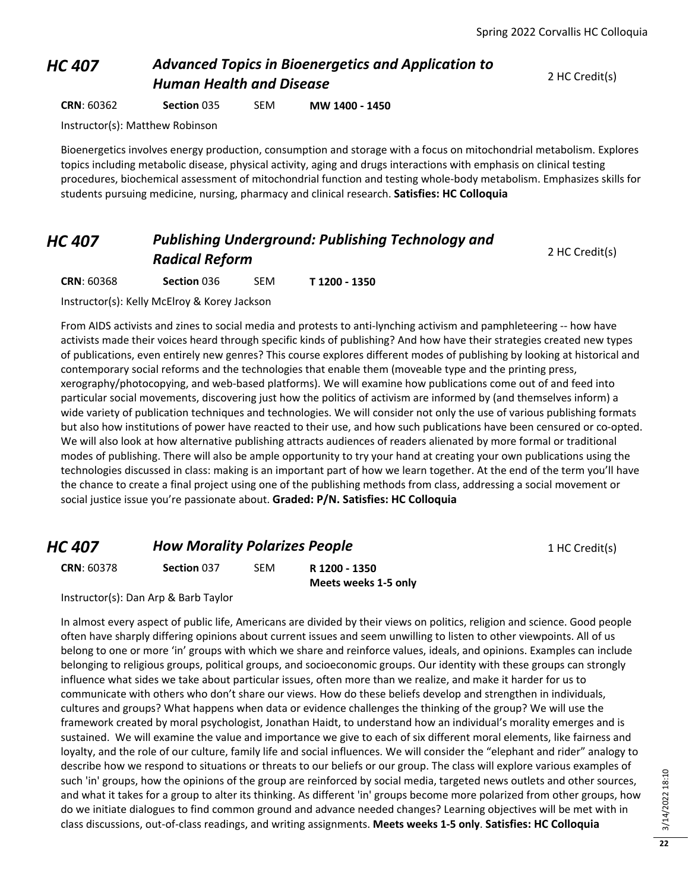## HC 407 — *Advanced Topics in Bioenergetics and Application to Human Health and Disease*

2 HC Credit(s)

**CRN**: 60362 **Section** 035 SEM **MW 1400 - 1450**

Instructor(s): Matthew Robinson

Bioenergetics involves energy production, consumption and storage with a focus on mitochondrial metabolism. Explores topics including metabolic disease, physical activity, aging and drugs interactions with emphasis on clinical testing procedures, biochemical assessment of mitochondrial function and testing whole-body metabolism. Emphasizes skills for students pursuing medicine, nursing, pharmacy and clinical research. **Satisfies: HC Colloquia**

## HC 407 — *Publishing Underground: Publishing Technology and Radical Reform*

2 HC Credit(s)

**CRN**: 60368 **Section** 036 SEM **T 1200 - 1350**

Instructor(s): Kelly McElroy & Korey Jackson

From AIDS activists and zines to social media and protests to anti-lynching activism and pamphleteering -- how have activists made their voices heard through specific kinds of publishing? And how have their strategies created new types of publications, even entirely new genres? This course explores different modes of publishing by looking at historical and contemporary social reforms and the technologies that enable them (moveable type and the printing press, xerography/photocopying, and web-based platforms). We will examine how publications come out of and feed into particular social movements, discovering just how the politics of activism are informed by (and themselves inform) a wide variety of publication techniques and technologies. We will consider not only the use of various publishing formats but also how institutions of power have reacted to their use, and how such publications have been censured or co-opted. We will also look at how alternative publishing attracts audiences of readers alienated by more formal or traditional modes of publishing. There will also be ample opportunity to try your hand at creating your own publications using the technologies discussed in class: making is an important part of how we learn together. At the end of the term you'll have the chance to create a final project using one of the publishing methods from class, addressing a social movement or social justice issue you're passionate about. **Graded: P/N. Satisfies: HC Colloquia**

## HC 407 — *How Morality Polarizes People*

1 HC Credit(s)

**CRN**: 60378 **Section** 037 SEM **R 1200 - 1350**
**Meets weeks 1-5 only**

Instructor(s): Dan Arp & Barb Taylor

In almost every aspect of public life, Americans are divided by their views on politics, religion and science. Good people often have sharply differing opinions about current issues and seem unwilling to listen to other viewpoints. All of us belong to one or more 'in' groups with which we share and reinforce values, ideals, and opinions. Examples can include belonging to religious groups, political groups, and socioeconomic groups. Our identity with these groups can strongly influence what sides we take about particular issues, often more than we realize, and make it harder for us to communicate with others who don't share our views. How do these beliefs develop and strengthen in individuals, cultures and groups? What happens when data or evidence challenges the thinking of the group? We will use the framework created by moral psychologist, Jonathan Haidt, to understand how an individual's morality emerges and is sustained. We will examine the value and importance we give to each of six different moral elements, like fairness and loyalty, and the role of our culture, family life and social influences. We will consider the "elephant and rider" analogy to describe how we respond to situations or threats to our beliefs or our group. The class will explore various examples of such 'in' groups, how the opinions of the group are reinforced by social media, targeted news outlets and other sources, and what it takes for a group to alter its thinking. As different 'in' groups become more polarized from other groups, how do we initiate dialogues to find common ground and advance needed changes? Learning objectives will be met with in class discussions, out-of-class readings, and writing assignments. **Meets weeks 1-5 only**. **Satisfies: HC Colloquia**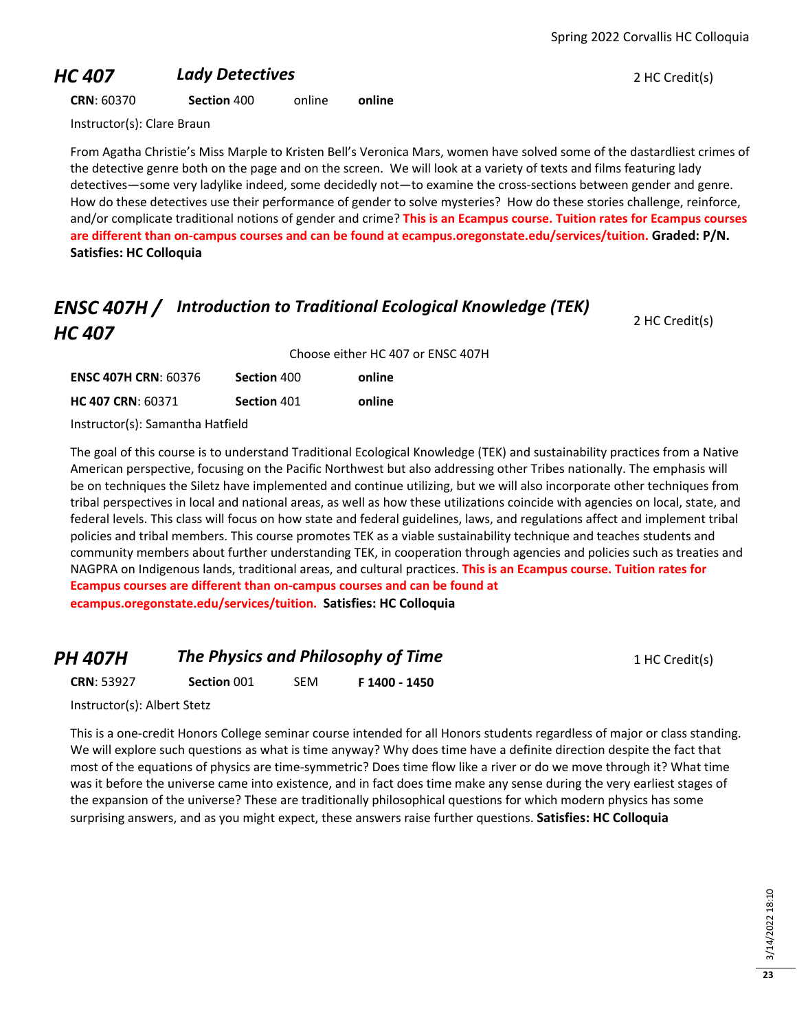## *HC 407 Lady Detectives*

2 HC Credit(s)

**CRN**: 60370 **Section** 400 online **online**

Instructor(s): Clare Braun

From Agatha Christie's Miss Marple to Kristen Bell's Veronica Mars, women have solved some of the dastardliest crimes of the detective genre both on the page and on the screen. We will look at a variety of texts and films featuring lady detectives—some very ladylike indeed, some decidedly not—to examine the cross-sections between gender and genre. How do these detectives use their performance of gender to solve mysteries? How do these stories challenge, reinforce, and/or complicate traditional notions of gender and crime? **This is an Ecampus course. Tuition rates for Ecampus courses are different than on-campus courses and can be found at ecampus.oregonstate.edu/services/tuition. Graded: P/N. Satisfies: HC Colloquia**

## *ENSC 407H / HC 407 Introduction to Traditional Ecological Knowledge (TEK)*

2 HC Credit(s)

Choose either HC 407 or ENSC 407H

**ENSC 407H CRN**: 60376 **Section** 400 **online**

**HC 407 CRN**: 60371 **Section** 401 **online**

Instructor(s): Samantha Hatfield

The goal of this course is to understand Traditional Ecological Knowledge (TEK) and sustainability practices from a Native American perspective, focusing on the Pacific Northwest but also addressing other Tribes nationally. The emphasis will be on techniques the Siletz have implemented and continue utilizing, but we will also incorporate other techniques from tribal perspectives in local and national areas, as well as how these utilizations coincide with agencies on local, state, and federal levels. This class will focus on how state and federal guidelines, laws, and regulations affect and implement tribal policies and tribal members. This course promotes TEK as a viable sustainability technique and teaches students and community members about further understanding TEK, in cooperation through agencies and policies such as treaties and NAGPRA on Indigenous lands, traditional areas, and cultural practices. **This is an Ecampus course. Tuition rates for Ecampus courses are different than on-campus courses and can be found at ecampus.oregonstate.edu/services/tuition. Satisfies: HC Colloquia**

## *PH 407H The Physics and Philosophy of Time*

1 HC Credit(s)

**CRN**: 53927 **Section** 001 SEM **F 1400 - 1450**

Instructor(s): Albert Stetz

This is a one-credit Honors College seminar course intended for all Honors students regardless of major or class standing. We will explore such questions as what is time anyway? Why does time have a definite direction despite the fact that most of the equations of physics are time-symmetric? Does time flow like a river or do we move through it? What time was it before the universe came into existence, and in fact does time make any sense during the very earliest stages of the expansion of the universe? These are traditionally philosophical questions for which modern physics has some surprising answers, and as you might expect, these answers raise further questions. **Satisfies: HC Colloquia**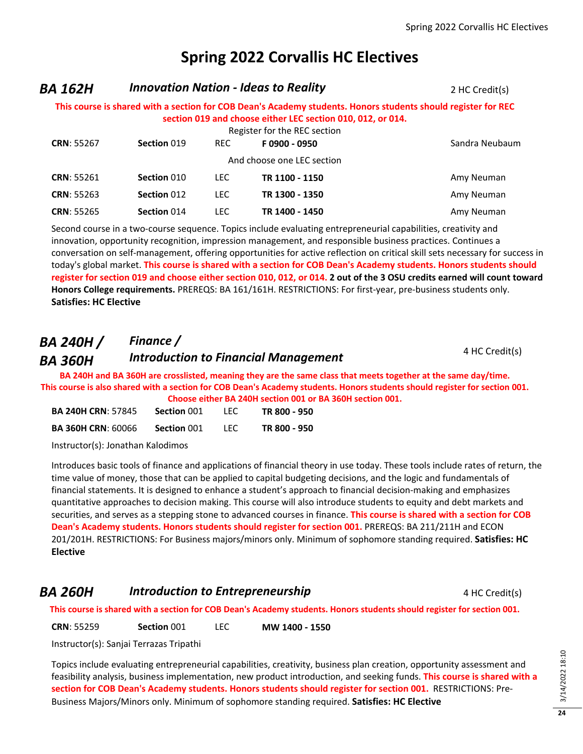# Spring 2022 Corvallis HC Electives

## *BA 162H* *Innovation Nation - Ideas to Reality*

2 HC Credit(s)

**This course is shared with a section for COB Dean's Academy students. Honors students should register for REC section 019 and choose either LEC section 010, 012, or 014.**

Register for the REC section

| | | | | |
|---|---|---|---|---|
| **CRN**: 55267 | **Section** 019 | REC | **F 0900 - 0950** | Sandra Neubaum |

And choose one LEC section

| | | | | |
|---|---|---|---|---|
| **CRN**: 55261 | **Section** 010 | LEC | **TR 1100 - 1150** | Amy Neuman |
| **CRN**: 55263 | **Section** 012 | LEC | **TR 1300 - 1350** | Amy Neuman |
| **CRN**: 55265 | **Section** 014 | LEC | **TR 1400 - 1450** | Amy Neuman |

Second course in a two-course sequence. Topics include evaluating entrepreneurial capabilities, creativity and innovation, opportunity recognition, impression management, and responsible business practices. Continues a conversation on self-management, offering opportunities for active reflection on critical skill sets necessary for success in today's global market. **This course is shared with a section for COB Dean's Academy students. Honors students should register for section 019 and choose either section 010, 012, or 014. 2 out of the 3 OSU credits earned will count toward Honors College requirements.** PREREQS: BA 161/161H. RESTRICTIONS: For first-year, pre-business students only. **Satisfies: HC Elective**

## *BA 240H / BA 360H* *Finance / Introduction to Financial Management*

4 HC Credit(s)

**BA 240H and BA 360H are crosslisted, meaning they are the same class that meets together at the same day/time. This course is also shared with a section for COB Dean's Academy students. Honors students should register for section 001. Choose either BA 240H section 001 or BA 360H section 001.**

| | | | |
|---|---|---|---|
| **BA 240H CRN**: 57845 | **Section** 001 | LEC | **TR 800 - 950** |
| **BA 360H CRN**: 60066 | **Section** 001 | LEC | **TR 800 - 950** |

Instructor(s): Jonathan Kalodimos

Introduces basic tools of finance and applications of financial theory in use today. These tools include rates of return, the time value of money, those that can be applied to capital budgeting decisions, and the logic and fundamentals of financial statements. It is designed to enhance a student's approach to financial decision-making and emphasizes quantitative approaches to decision making. This course will also introduce students to equity and debt markets and securities, and serves as a stepping stone to advanced courses in finance. **This course is shared with a section for COB Dean's Academy students. Honors students should register for section 001.** PREREQS: BA 211/211H and ECON 201/201H. RESTRICTIONS: For Business majors/minors only. Minimum of sophomore standing required. **Satisfies: HC Elective**

## *BA 260H* *Introduction to Entrepreneurship*

4 HC Credit(s)

**This course is shared with a section for COB Dean's Academy students. Honors students should register for section 001.**

| | | | |
|---|---|---|---|
| **CRN**: 55259 | **Section** 001 | LEC | **MW 1400 - 1550** |

Instructor(s): Sanjai Terrazas Tripathi

Topics include evaluating entrepreneurial capabilities, creativity, business plan creation, opportunity assessment and feasibility analysis, business implementation, new product introduction, and seeking funds. **This course is shared with a section for COB Dean's Academy students. Honors students should register for section 001.** RESTRICTIONS: Pre-Business Majors/Minors only. Minimum of sophomore standing required. **Satisfies: HC Elective**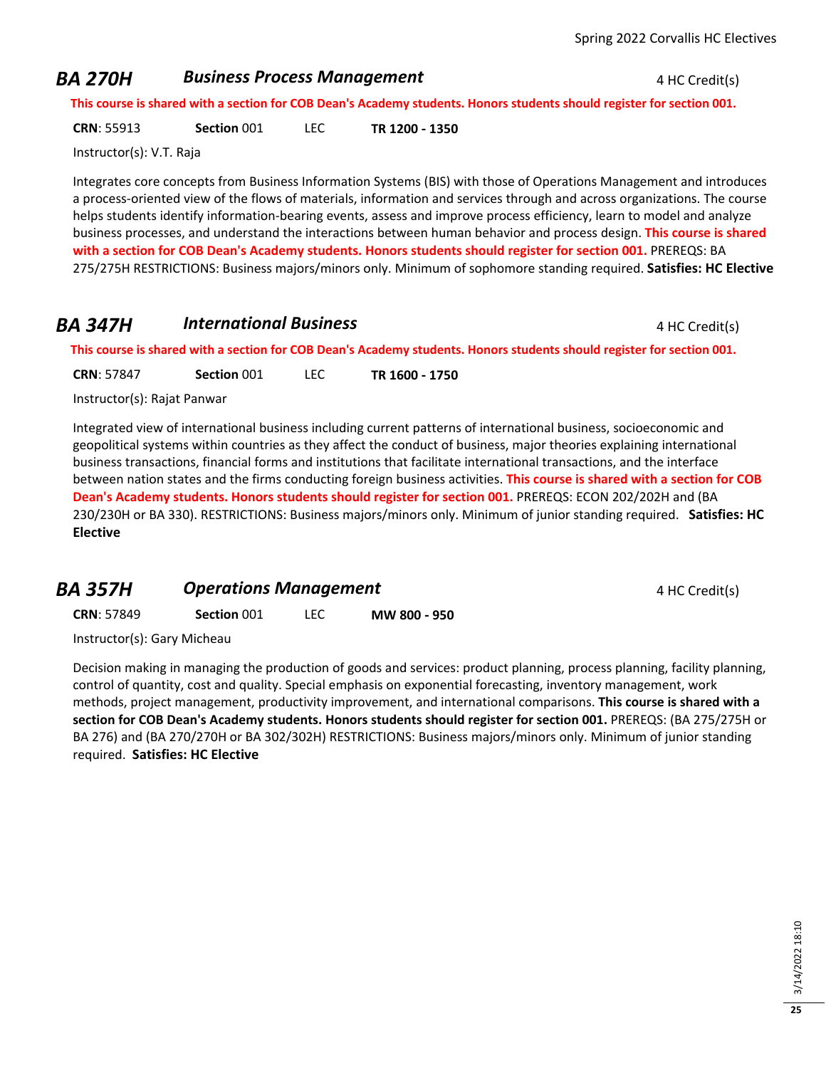## *BA 270H* *Business Process Management*

4 HC Credit(s)

**This course is shared with a section for COB Dean's Academy students. Honors students should register for section 001.**

**CRN**: 55913 **Section** 001 LEC **TR 1200 - 1350**

Instructor(s): V.T. Raja

Integrates core concepts from Business Information Systems (BIS) with those of Operations Management and introduces a process-oriented view of the flows of materials, information and services through and across organizations. The course helps students identify information-bearing events, assess and improve process efficiency, learn to model and analyze business processes, and understand the interactions between human behavior and process design. **This course is shared with a section for COB Dean's Academy students. Honors students should register for section 001.** PREREQS: BA 275/275H RESTRICTIONS: Business majors/minors only. Minimum of sophomore standing required. **Satisfies: HC Elective**

## *BA 347H* *International Business*

4 HC Credit(s)

**This course is shared with a section for COB Dean's Academy students. Honors students should register for section 001.**

**CRN**: 57847 **Section** 001 LEC **TR 1600 - 1750**

Instructor(s): Rajat Panwar

Integrated view of international business including current patterns of international business, socioeconomic and geopolitical systems within countries as they affect the conduct of business, major theories explaining international business transactions, financial forms and institutions that facilitate international transactions, and the interface between nation states and the firms conducting foreign business activities. **This course is shared with a section for COB Dean's Academy students. Honors students should register for section 001.** PREREQS: ECON 202/202H and (BA 230/230H or BA 330). RESTRICTIONS: Business majors/minors only. Minimum of junior standing required. **Satisfies: HC Elective**

## *BA 357H* *Operations Management*

4 HC Credit(s)

**CRN**: 57849 **Section** 001 LEC **MW 800 - 950**

Instructor(s): Gary Micheau

Decision making in managing the production of goods and services: product planning, process planning, facility planning, control of quantity, cost and quality. Special emphasis on exponential forecasting, inventory management, work methods, project management, productivity improvement, and international comparisons. **This course is shared with a section for COB Dean's Academy students. Honors students should register for section 001.** PREREQS: (BA 275/275H or BA 276) and (BA 270/270H or BA 302/302H) RESTRICTIONS: Business majors/minors only. Minimum of junior standing required. **Satisfies: HC Elective**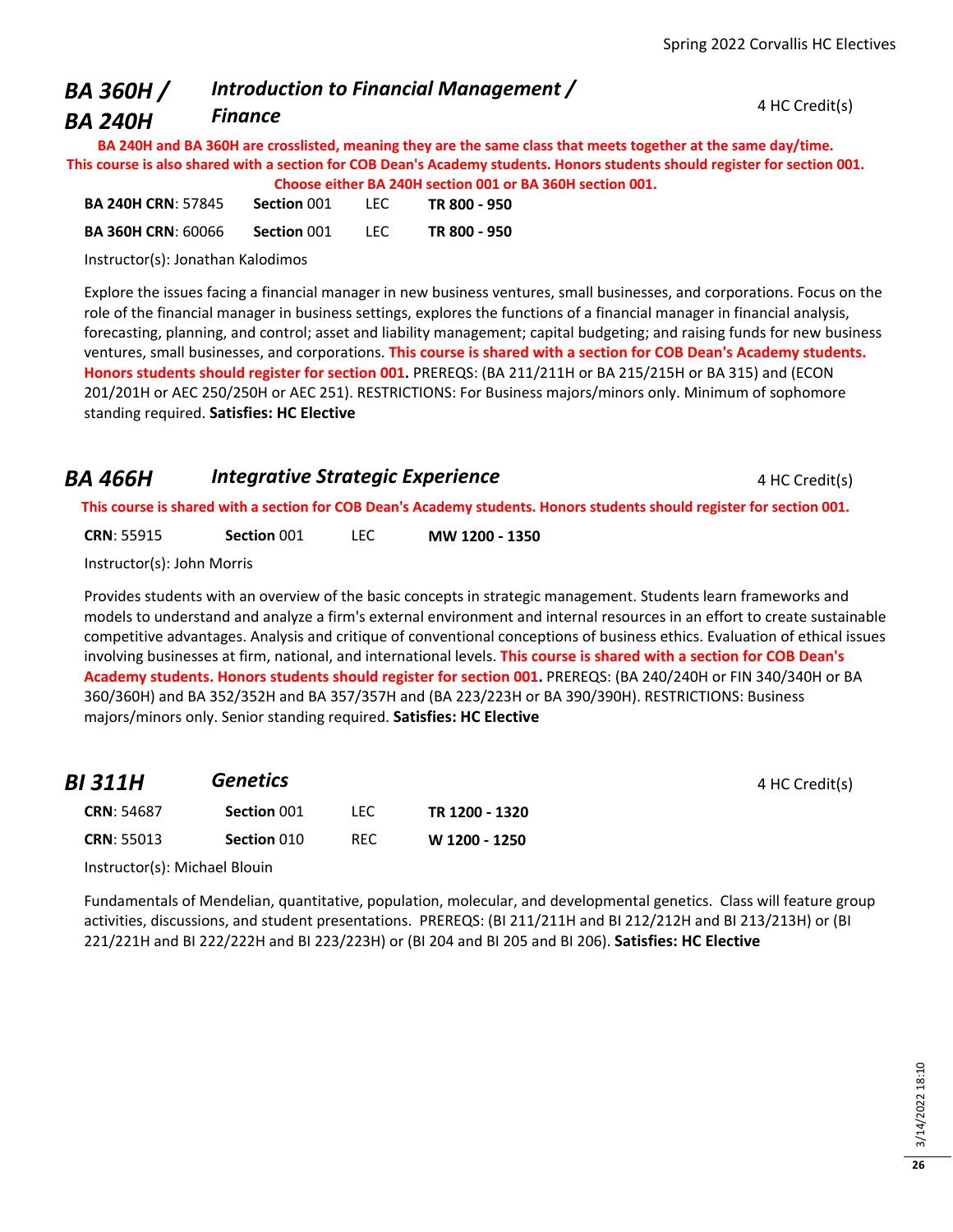## BA 360H / BA 240H — *Introduction to Financial Management / Finance*

4 HC Credit(s)

**BA 240H and BA 360H are crosslisted, meaning they are the same class that meets together at the same day/time. This course is also shared with a section for COB Dean's Academy students. Honors students should register for section 001. Choose either BA 240H section 001 or BA 360H section 001.**

| | | | |
|---|---|---|---|
| **BA 240H CRN**: 57845 | **Section** 001 | LEC | **TR 800 - 950** |
| **BA 360H CRN**: 60066 | **Section** 001 | LEC | **TR 800 - 950** |

Instructor(s): Jonathan Kalodimos

Explore the issues facing a financial manager in new business ventures, small businesses, and corporations. Focus on the role of the financial manager in business settings, explores the functions of a financial manager in financial analysis, forecasting, planning, and control; asset and liability management; capital budgeting; and raising funds for new business ventures, small businesses, and corporations. **This course is shared with a section for COB Dean's Academy students. Honors students should register for section 001.** PREREQS: (BA 211/211H or BA 215/215H or BA 315) and (ECON 201/201H or AEC 250/250H or AEC 251). RESTRICTIONS: For Business majors/minors only. Minimum of sophomore standing required. **Satisfies: HC Elective**

## BA 466H — *Integrative Strategic Experience*

4 HC Credit(s)

**This course is shared with a section for COB Dean's Academy students. Honors students should register for section 001.**

| | | | |
|---|---|---|---|
| **CRN**: 55915 | **Section** 001 | LEC | **MW 1200 - 1350** |

Instructor(s): John Morris

Provides students with an overview of the basic concepts in strategic management. Students learn frameworks and models to understand and analyze a firm's external environment and internal resources in an effort to create sustainable competitive advantages. Analysis and critique of conventional conceptions of business ethics. Evaluation of ethical issues involving businesses at firm, national, and international levels. **This course is shared with a section for COB Dean's Academy students. Honors students should register for section 001.** PREREQS: (BA 240/240H or FIN 340/340H or BA 360/360H) and BA 352/352H and BA 357/357H and (BA 223/223H or BA 390/390H). RESTRICTIONS: Business majors/minors only. Senior standing required. **Satisfies: HC Elective**

## BI 311H — *Genetics*

4 HC Credit(s)

| | | | |
|---|---|---|---|
| **CRN**: 54687 | **Section** 001 | LEC | **TR 1200 - 1320** |
| **CRN**: 55013 | **Section** 010 | REC | **W 1200 - 1250** |

Instructor(s): Michael Blouin

Fundamentals of Mendelian, quantitative, population, molecular, and developmental genetics. Class will feature group activities, discussions, and student presentations. PREREQS: (BI 211/211H and BI 212/212H and BI 213/213H) or (BI 221/221H and BI 222/222H and BI 223/223H) or (BI 204 and BI 205 and BI 206). **Satisfies: HC Elective**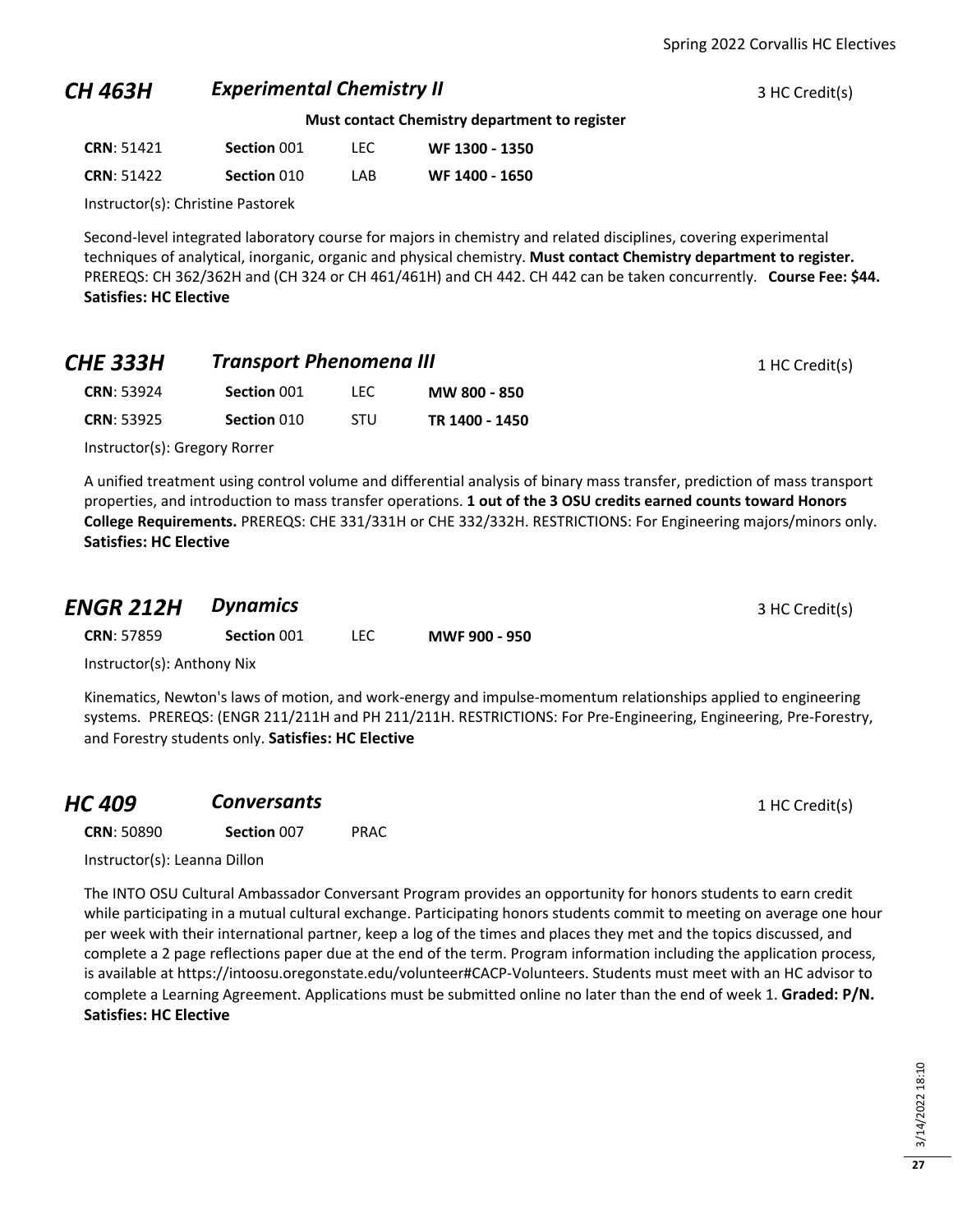## *CH 463H* *Experimental Chemistry II* 3 HC Credit(s)

**Must contact Chemistry department to register**

| | | | |
|---|---|---|---|
| **CRN**: 51421 | **Section** 001 | LEC | **WF 1300 - 1350** |
| **CRN**: 51422 | **Section** 010 | LAB | **WF 1400 - 1650** |

Instructor(s): Christine Pastorek

Second-level integrated laboratory course for majors in chemistry and related disciplines, covering experimental techniques of analytical, inorganic, organic and physical chemistry. **Must contact Chemistry department to register.** PREREQS: CH 362/362H and (CH 324 or CH 461/461H) and CH 442. CH 442 can be taken concurrently. **Course Fee: $44. Satisfies: HC Elective**

## *CHE 333H* *Transport Phenomena III* 1 HC Credit(s)

| | | | |
|---|---|---|---|
| **CRN**: 53924 | **Section** 001 | LEC | **MW 800 - 850** |
| **CRN**: 53925 | **Section** 010 | STU | **TR 1400 - 1450** |

Instructor(s): Gregory Rorrer

A unified treatment using control volume and differential analysis of binary mass transfer, prediction of mass transport properties, and introduction to mass transfer operations. **1 out of the 3 OSU credits earned counts toward Honors College Requirements.** PREREQS: CHE 331/331H or CHE 332/332H. RESTRICTIONS: For Engineering majors/minors only. **Satisfies: HC Elective**

## *ENGR 212H* *Dynamics* 3 HC Credit(s)

| | | | |
|---|---|---|---|
| **CRN**: 57859 | **Section** 001 | LEC | **MWF 900 - 950** |

Instructor(s): Anthony Nix

Kinematics, Newton's laws of motion, and work-energy and impulse-momentum relationships applied to engineering systems. PREREQS: (ENGR 211/211H and PH 211/211H. RESTRICTIONS: For Pre-Engineering, Engineering, Pre-Forestry, and Forestry students only. **Satisfies: HC Elective**

## *HC 409* *Conversants* 1 HC Credit(s)

| | | |
|---|---|---|
| **CRN**: 50890 | **Section** 007 | PRAC |

Instructor(s): Leanna Dillon

The INTO OSU Cultural Ambassador Conversant Program provides an opportunity for honors students to earn credit while participating in a mutual cultural exchange. Participating honors students commit to meeting on average one hour per week with their international partner, keep a log of the times and places they met and the topics discussed, and complete a 2 page reflections paper due at the end of the term. Program information including the application process, is available at https://intoosu.oregonstate.edu/volunteer#CACP-Volunteers. Students must meet with an HC advisor to complete a Learning Agreement. Applications must be submitted online no later than the end of week 1. **Graded: P/N. Satisfies: HC Elective**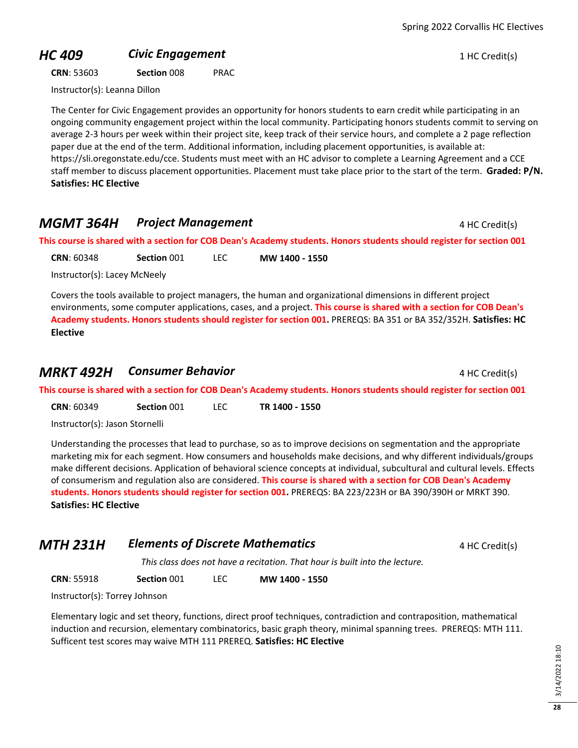## HC 409 *Civic Engagement* 1 HC Credit(s)

**CRN**: 53603 **Section** 008 PRAC

Instructor(s): Leanna Dillon

The Center for Civic Engagement provides an opportunity for honors students to earn credit while participating in an ongoing community engagement project within the local community. Participating honors students commit to serving on average 2-3 hours per week within their project site, keep track of their service hours, and complete a 2 page reflection paper due at the end of the term. Additional information, including placement opportunities, is available at: https://sli.oregonstate.edu/cce. Students must meet with an HC advisor to complete a Learning Agreement and a CCE staff member to discuss placement opportunities. Placement must take place prior to the start of the term. **Graded: P/N. Satisfies: HC Elective**

## MGMT 364H *Project Management* 4 HC Credit(s)

**This course is shared with a section for COB Dean's Academy students. Honors students should register for section 001**

**CRN**: 60348 **Section** 001 LEC **MW 1400 - 1550**

Instructor(s): Lacey McNeely

Covers the tools available to project managers, the human and organizational dimensions in different project environments, some computer applications, cases, and a project. **This course is shared with a section for COB Dean's Academy students. Honors students should register for section 001.** PREREQS: BA 351 or BA 352/352H. **Satisfies: HC Elective**

## MRKT 492H *Consumer Behavior* 4 HC Credit(s)

**This course is shared with a section for COB Dean's Academy students. Honors students should register for section 001**

**CRN**: 60349 **Section** 001 LEC **TR 1400 - 1550**

Instructor(s): Jason Stornelli

Understanding the processes that lead to purchase, so as to improve decisions on segmentation and the appropriate marketing mix for each segment. How consumers and households make decisions, and why different individuals/groups make different decisions. Application of behavioral science concepts at individual, subcultural and cultural levels. Effects of consumerism and regulation also are considered. **This course is shared with a section for COB Dean's Academy students. Honors students should register for section 001.** PREREQS: BA 223/223H or BA 390/390H or MRKT 390. **Satisfies: HC Elective**

## MTH 231H *Elements of Discrete Mathematics* 4 HC Credit(s)

*This class does not have a recitation. That hour is built into the lecture.*

**CRN**: 55918 **Section** 001 LEC **MW 1400 - 1550**

Instructor(s): Torrey Johnson

Elementary logic and set theory, functions, direct proof techniques, contradiction and contraposition, mathematical induction and recursion, elementary combinatorics, basic graph theory, minimal spanning trees. PREREQS: MTH 111. Sufficent test scores may waive MTH 111 PREREQ. **Satisfies: HC Elective**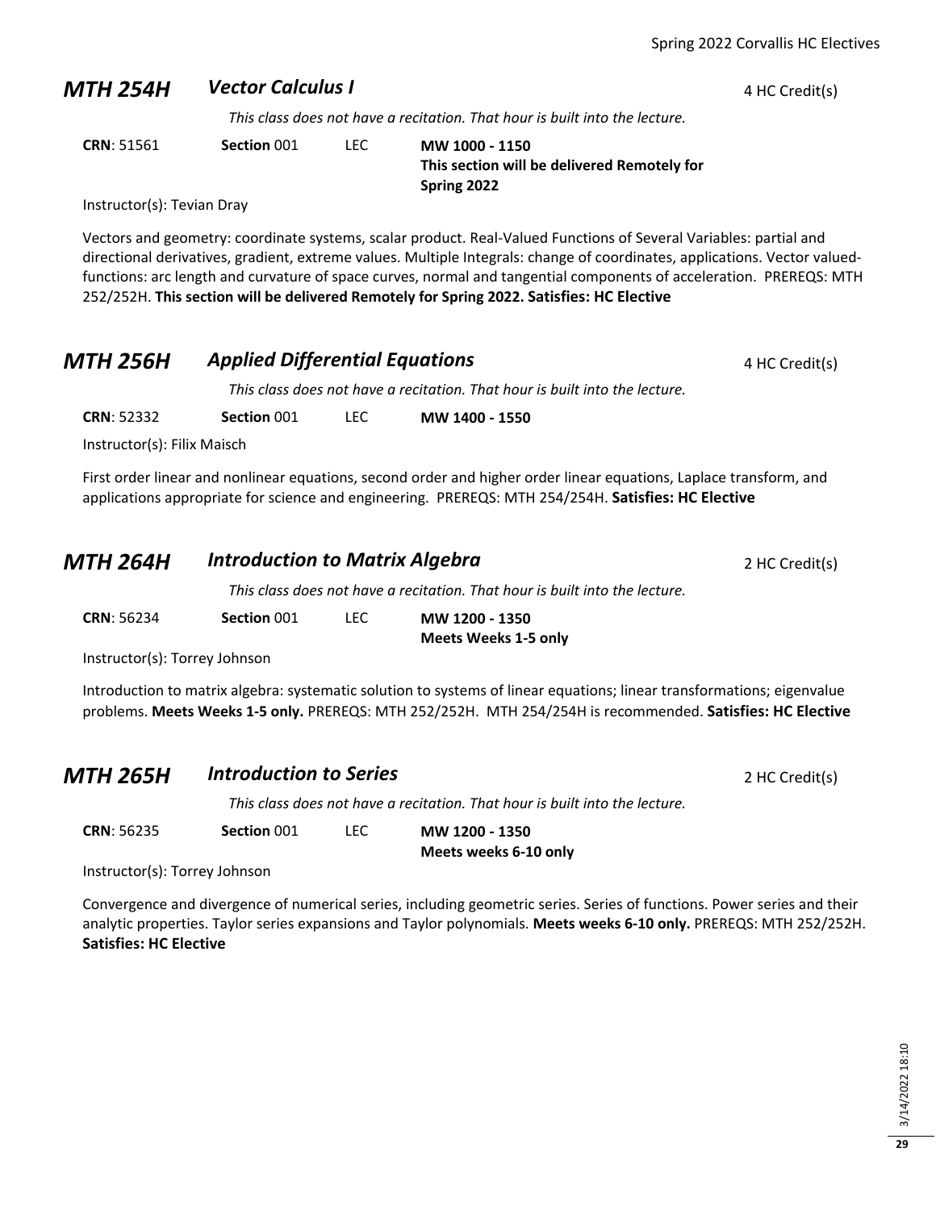## *MTH 254H* *Vector Calculus I*

4 HC Credit(s)

*This class does not have a recitation. That hour is built into the lecture.*

**CRN**: 51561 **Section** 001 LEC **MW 1000 - 1150**
**This section will be delivered Remotely for Spring 2022**

Instructor(s): Tevian Dray

Vectors and geometry: coordinate systems, scalar product. Real-Valued Functions of Several Variables: partial and directional derivatives, gradient, extreme values. Multiple Integrals: change of coordinates, applications. Vector valued-functions: arc length and curvature of space curves, normal and tangential components of acceleration. PREREQS: MTH 252/252H. **This section will be delivered Remotely for Spring 2022. Satisfies: HC Elective**

## *MTH 256H* *Applied Differential Equations*

4 HC Credit(s)

*This class does not have a recitation. That hour is built into the lecture.*

**CRN**: 52332 **Section** 001 LEC **MW 1400 - 1550**

Instructor(s): Filix Maisch

First order linear and nonlinear equations, second order and higher order linear equations, Laplace transform, and applications appropriate for science and engineering. PREREQS: MTH 254/254H. **Satisfies: HC Elective**

## *MTH 264H* *Introduction to Matrix Algebra*

2 HC Credit(s)

*This class does not have a recitation. That hour is built into the lecture.*

**CRN**: 56234 **Section** 001 LEC **MW 1200 - 1350**
**Meets Weeks 1-5 only**

Instructor(s): Torrey Johnson

Introduction to matrix algebra: systematic solution to systems of linear equations; linear transformations; eigenvalue problems. **Meets Weeks 1-5 only.** PREREQS: MTH 252/252H. MTH 254/254H is recommended. **Satisfies: HC Elective**

## *MTH 265H* *Introduction to Series*

2 HC Credit(s)

*This class does not have a recitation. That hour is built into the lecture.*

**CRN**: 56235 **Section** 001 LEC **MW 1200 - 1350**
**Meets weeks 6-10 only**

Instructor(s): Torrey Johnson

Convergence and divergence of numerical series, including geometric series. Series of functions. Power series and their analytic properties. Taylor series expansions and Taylor polynomials. **Meets weeks 6-10 only.** PREREQS: MTH 252/252H. **Satisfies: HC Elective**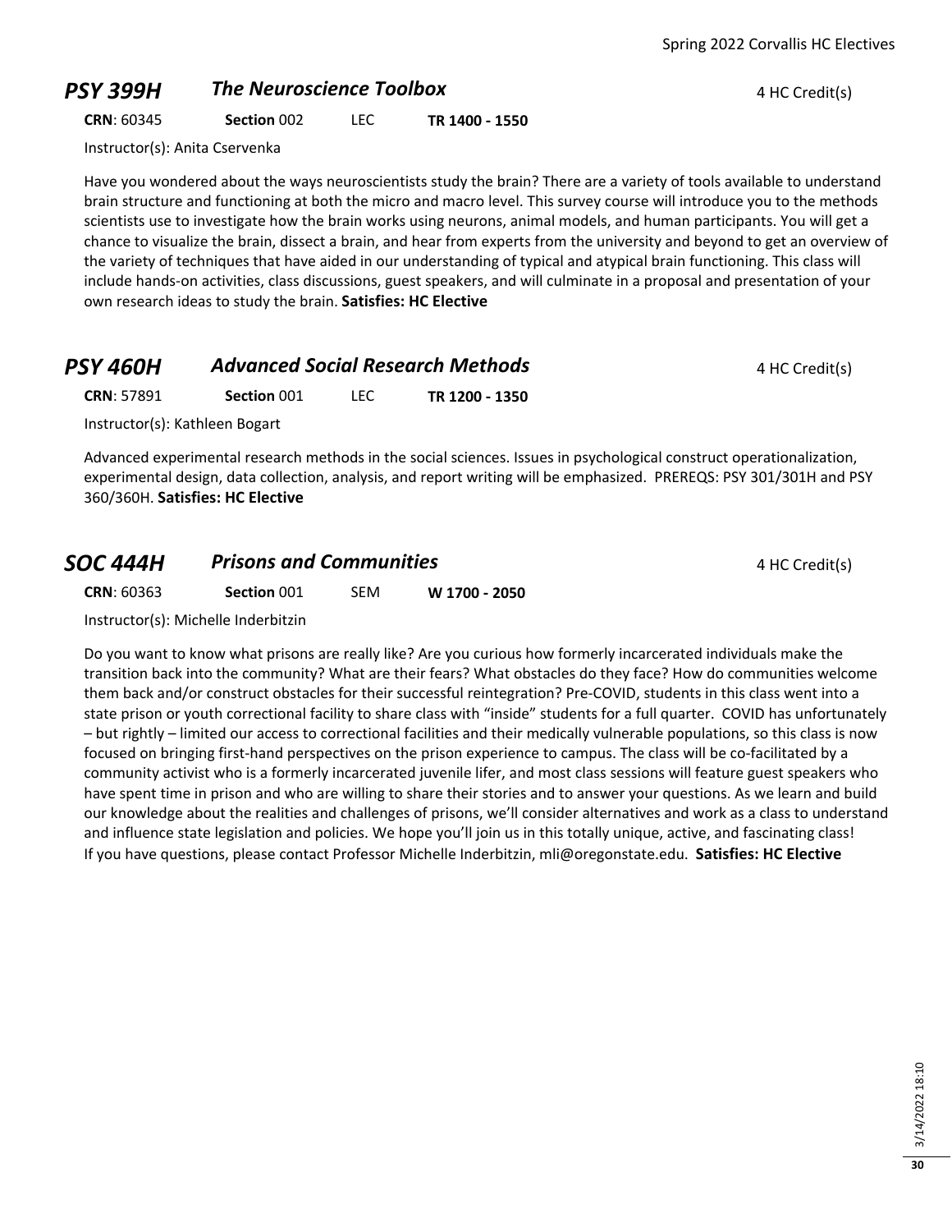## *PSY 399H* *The Neuroscience Toolbox*

4 HC Credit(s)

**CRN**: 60345 **Section** 002 LEC **TR 1400 - 1550**

Instructor(s): Anita Cservenka

Have you wondered about the ways neuroscientists study the brain? There are a variety of tools available to understand brain structure and functioning at both the micro and macro level. This survey course will introduce you to the methods scientists use to investigate how the brain works using neurons, animal models, and human participants. You will get a chance to visualize the brain, dissect a brain, and hear from experts from the university and beyond to get an overview of the variety of techniques that have aided in our understanding of typical and atypical brain functioning. This class will include hands-on activities, class discussions, guest speakers, and will culminate in a proposal and presentation of your own research ideas to study the brain. **Satisfies: HC Elective**

## *PSY 460H* *Advanced Social Research Methods*

4 HC Credit(s)

**CRN**: 57891 **Section** 001 LEC **TR 1200 - 1350**

Instructor(s): Kathleen Bogart

Advanced experimental research methods in the social sciences. Issues in psychological construct operationalization, experimental design, data collection, analysis, and report writing will be emphasized. PREREQS: PSY 301/301H and PSY 360/360H. **Satisfies: HC Elective**

## *SOC 444H* *Prisons and Communities*

4 HC Credit(s)

**CRN**: 60363 **Section** 001 SEM **W 1700 - 2050**

Instructor(s): Michelle Inderbitzin

Do you want to know what prisons are really like? Are you curious how formerly incarcerated individuals make the transition back into the community? What are their fears? What obstacles do they face? How do communities welcome them back and/or construct obstacles for their successful reintegration? Pre-COVID, students in this class went into a state prison or youth correctional facility to share class with "inside" students for a full quarter. COVID has unfortunately – but rightly – limited our access to correctional facilities and their medically vulnerable populations, so this class is now focused on bringing first-hand perspectives on the prison experience to campus. The class will be co-facilitated by a community activist who is a formerly incarcerated juvenile lifer, and most class sessions will feature guest speakers who have spent time in prison and who are willing to share their stories and to answer your questions. As we learn and build our knowledge about the realities and challenges of prisons, we'll consider alternatives and work as a class to understand and influence state legislation and policies. We hope you'll join us in this totally unique, active, and fascinating class! If you have questions, please contact Professor Michelle Inderbitzin, mli@oregonstate.edu. **Satisfies: HC Elective**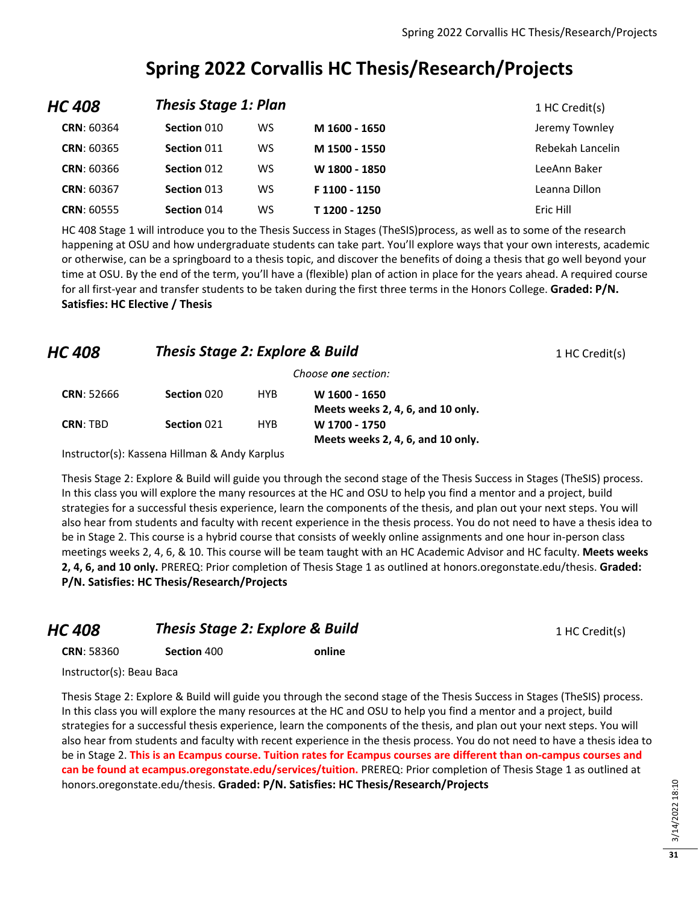# Spring 2022 Corvallis HC Thesis/Research/Projects

## HC 408 — *Thesis Stage 1: Plan* — 1 HC Credit(s)

| | | | | |
|---|---|---|---|---|
| **CRN**: 60364 | Section 010 | WS | **M 1600 - 1650** | Jeremy Townley |
| **CRN**: 60365 | Section 011 | WS | **M 1500 - 1550** | Rebekah Lancelin |
| **CRN**: 60366 | Section 012 | WS | **W 1800 - 1850** | LeeAnn Baker |
| **CRN**: 60367 | Section 013 | WS | **F 1100 - 1150** | Leanna Dillon |
| **CRN**: 60555 | Section 014 | WS | **T 1200 - 1250** | Eric Hill |

HC 408 Stage 1 will introduce you to the Thesis Success in Stages (TheSIS)process, as well as to some of the research happening at OSU and how undergraduate students can take part. You'll explore ways that your own interests, academic or otherwise, can be a springboard to a thesis topic, and discover the benefits of doing a thesis that go well beyond your time at OSU. By the end of the term, you'll have a (flexible) plan of action in place for the years ahead. A required course for all first-year and transfer students to be taken during the first three terms in the Honors College. **Graded: P/N. Satisfies: HC Elective / Thesis**

## HC 408 — *Thesis Stage 2: Explore & Build* — 1 HC Credit(s)

*Choose **one** section:*

| | | | |
|---|---|---|---|
| **CRN**: 52666 | Section 020 | HYB | **W 1600 - 1650**<br>**Meets weeks 2, 4, 6, and 10 only.** |
| **CRN**: TBD | Section 021 | HYB | **W 1700 - 1750**<br>**Meets weeks 2, 4, 6, and 10 only.** |

Instructor(s): Kassena Hillman & Andy Karplus

Thesis Stage 2: Explore & Build will guide you through the second stage of the Thesis Success in Stages (TheSIS) process. In this class you will explore the many resources at the HC and OSU to help you find a mentor and a project, build strategies for a successful thesis experience, learn the components of the thesis, and plan out your next steps. You will also hear from students and faculty with recent experience in the thesis process. You do not need to have a thesis idea to be in Stage 2. This course is a hybrid course that consists of weekly online assignments and one hour in-person class meetings weeks 2, 4, 6, & 10. This course will be team taught with an HC Academic Advisor and HC faculty. **Meets weeks 2, 4, 6, and 10 only.** PREREQ: Prior completion of Thesis Stage 1 as outlined at honors.oregonstate.edu/thesis. **Graded: P/N. Satisfies: HC Thesis/Research/Projects**

## HC 408 — *Thesis Stage 2: Explore & Build* — 1 HC Credit(s)

**CRN**: 58360 — Section 400 — **online**

Instructor(s): Beau Baca

Thesis Stage 2: Explore & Build will guide you through the second stage of the Thesis Success in Stages (TheSIS) process. In this class you will explore the many resources at the HC and OSU to help you find a mentor and a project, build strategies for a successful thesis experience, learn the components of the thesis, and plan out your next steps. You will also hear from students and faculty with recent experience in the thesis process. You do not need to have a thesis idea to be in Stage 2. **This is an Ecampus course. Tuition rates for Ecampus courses are different than on-campus courses and can be found at ecampus.oregonstate.edu/services/tuition.** PREREQ: Prior completion of Thesis Stage 1 as outlined at honors.oregonstate.edu/thesis. **Graded: P/N. Satisfies: HC Thesis/Research/Projects**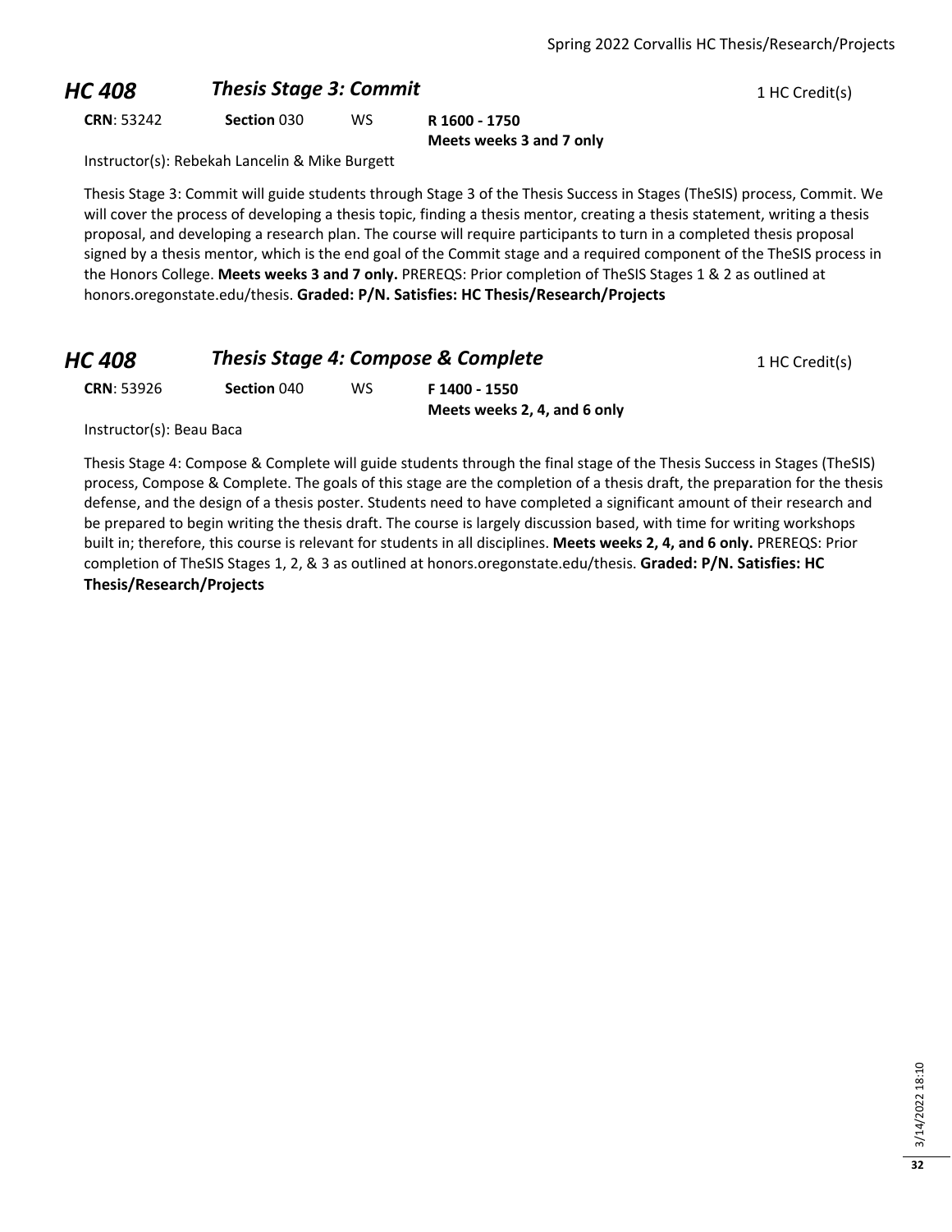## *HC 408* *Thesis Stage 3: Commit*

1 HC Credit(s)

**CRN**: 53242 **Section** 030 WS **R 1600 - 1750**
**Meets weeks 3 and 7 only**

Instructor(s): Rebekah Lancelin & Mike Burgett

Thesis Stage 3: Commit will guide students through Stage 3 of the Thesis Success in Stages (TheSIS) process, Commit. We will cover the process of developing a thesis topic, finding a thesis mentor, creating a thesis statement, writing a thesis proposal, and developing a research plan. The course will require participants to turn in a completed thesis proposal signed by a thesis mentor, which is the end goal of the Commit stage and a required component of the TheSIS process in the Honors College. **Meets weeks 3 and 7 only.** PREREQS: Prior completion of TheSIS Stages 1 & 2 as outlined at honors.oregonstate.edu/thesis. **Graded: P/N. Satisfies: HC Thesis/Research/Projects**

## *HC 408* *Thesis Stage 4: Compose & Complete*

1 HC Credit(s)

**CRN**: 53926 **Section** 040 WS **F 1400 - 1550**
**Meets weeks 2, 4, and 6 only**

Instructor(s): Beau Baca

Thesis Stage 4: Compose & Complete will guide students through the final stage of the Thesis Success in Stages (TheSIS) process, Compose & Complete. The goals of this stage are the completion of a thesis draft, the preparation for the thesis defense, and the design of a thesis poster. Students need to have completed a significant amount of their research and be prepared to begin writing the thesis draft. The course is largely discussion based, with time for writing workshops built in; therefore, this course is relevant for students in all disciplines. **Meets weeks 2, 4, and 6 only.** PREREQS: Prior completion of TheSIS Stages 1, 2, & 3 as outlined at honors.oregonstate.edu/thesis. **Graded: P/N. Satisfies: HC Thesis/Research/Projects**